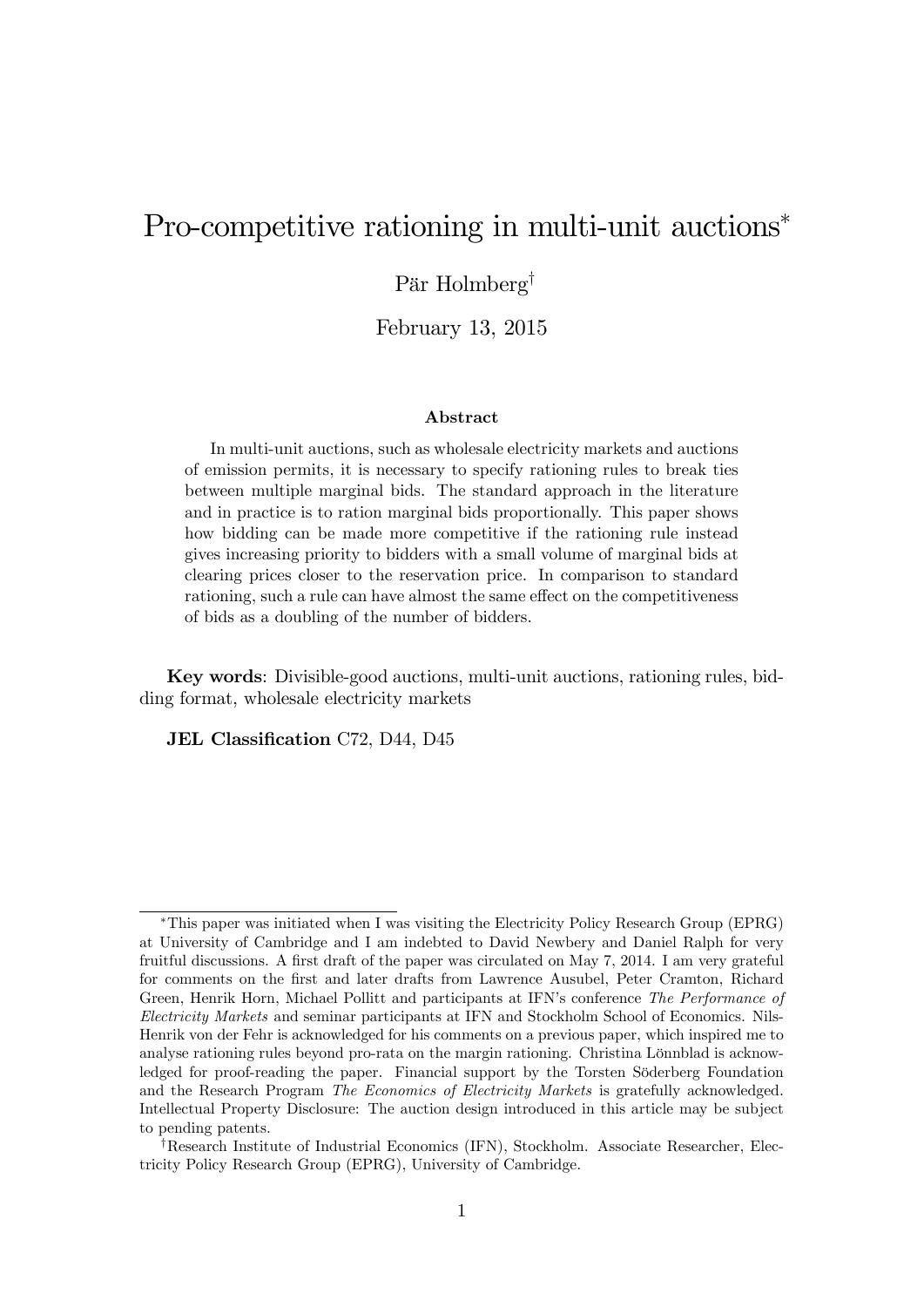# Pro-competitive rationing in multi-unit auctions*

Pär Holmberg†

February 13, 2015

### Abstract

In multi-unit auctions, such as wholesale electricity markets and auctions of emission permits, it is necessary to specify rationing rules to break ties between multiple marginal bids. The standard approach in the literature and in practice is to ration marginal bids proportionally. This paper shows how bidding can be made more competitive if the rationing rule instead gives increasing priority to bidders with a small volume of marginal bids at clearing prices closer to the reservation price. In comparison to standard rationing, such a rule can have almost the same effect on the competitiveness of bids as a doubling of the number of bidders.

**Key words**: Divisible-good auctions, multi-unit auctions, rationing rules, bidding format, wholesale electricity markets

**JEL Classification** C72, D44, D45

---

*This paper was initiated when I was visiting the Electricity Policy Research Group (EPRG) at University of Cambridge and I am indebted to David Newbery and Daniel Ralph for very fruitful discussions. A first draft of the paper was circulated on May 7, 2014. I am very grateful for comments on the first and later drafts from Lawrence Ausubel, Peter Cramton, Richard Green, Henrik Horn, Michael Pollitt and participants at IFN's conference *The Performance of Electricity Markets* and seminar participants at IFN and Stockholm School of Economics. Nils-Henrik von der Fehr is acknowledged for his comments on a previous paper, which inspired me to analyse rationing rules beyond pro-rata on the margin rationing. Christina Lönnblad is acknowledged for proof-reading the paper. Financial support by the Torsten Söderberg Foundation and the Research Program *The Economics of Electricity Markets* is gratefully acknowledged. Intellectual Property Disclosure: The auction design introduced in this article may be subject to pending patents.

†Research Institute of Industrial Economics (IFN), Stockholm. Associate Researcher, Electricity Policy Research Group (EPRG), University of Cambridge.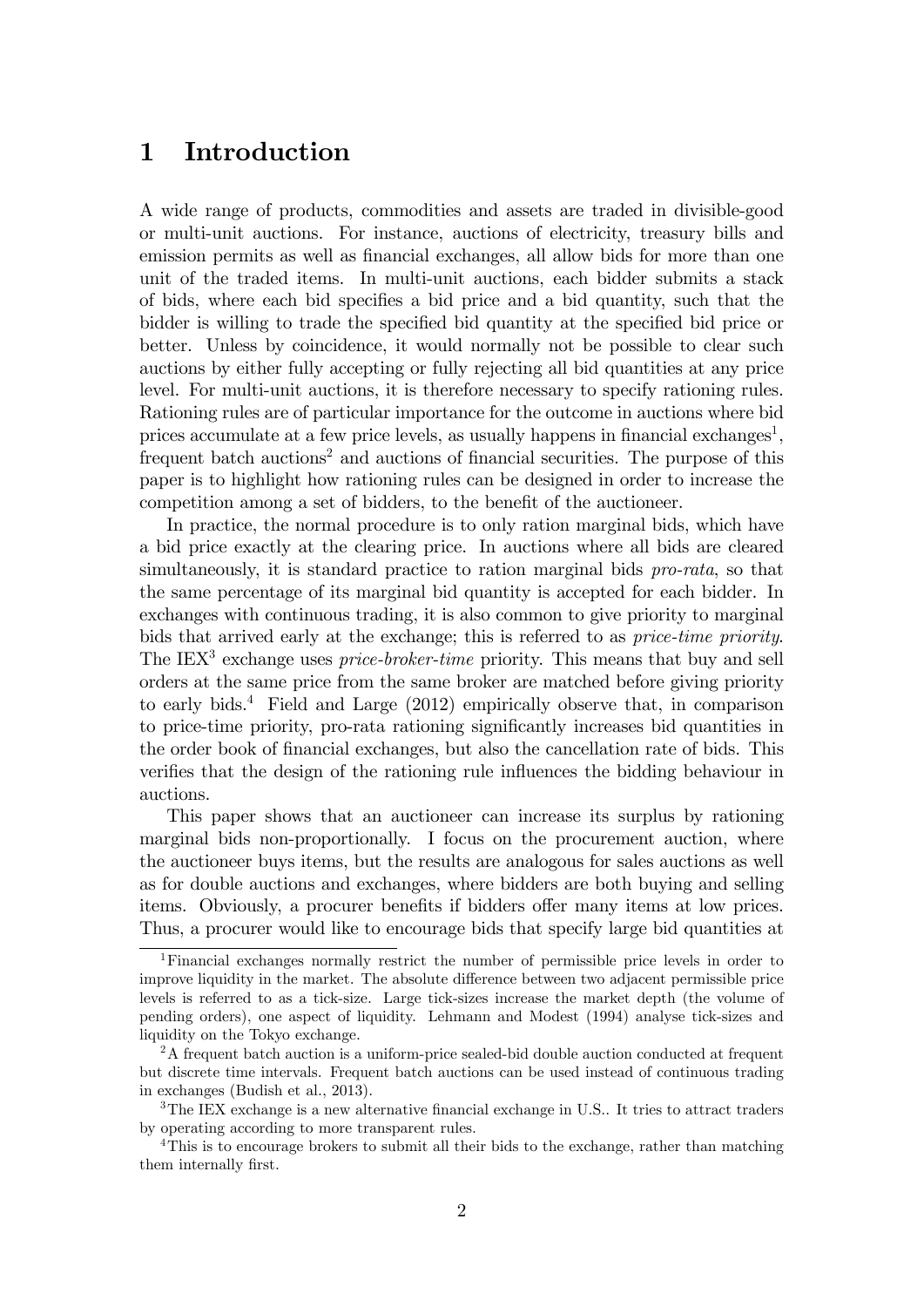# 1 Introduction

A wide range of products, commodities and assets are traded in divisible-good or multi-unit auctions. For instance, auctions of electricity, treasury bills and emission permits as well as financial exchanges, all allow bids for more than one unit of the traded items. In multi-unit auctions, each bidder submits a stack of bids, where each bid specifies a bid price and a bid quantity, such that the bidder is willing to trade the specified bid quantity at the specified bid price or better. Unless by coincidence, it would normally not be possible to clear such auctions by either fully accepting or fully rejecting all bid quantities at any price level. For multi-unit auctions, it is therefore necessary to specify rationing rules. Rationing rules are of particular importance for the outcome in auctions where bid prices accumulate at a few price levels, as usually happens in financial exchanges[1], frequent batch auctions[2] and auctions of financial securities. The purpose of this paper is to highlight how rationing rules can be designed in order to increase the competition among a set of bidders, to the benefit of the auctioneer.

In practice, the normal procedure is to only ration marginal bids, which have a bid price exactly at the clearing price. In auctions where all bids are cleared simultaneously, it is standard practice to ration marginal bids *pro-rata*, so that the same percentage of its marginal bid quantity is accepted for each bidder. In exchanges with continuous trading, it is also common to give priority to marginal bids that arrived early at the exchange; this is referred to as *price-time priority*. The IEX[3] exchange uses *price-broker-time* priority. This means that buy and sell orders at the same price from the same broker are matched before giving priority to early bids.[4] Field and Large (2012) empirically observe that, in comparison to price-time priority, pro-rata rationing significantly increases bid quantities in the order book of financial exchanges, but also the cancellation rate of bids. This verifies that the design of the rationing rule influences the bidding behaviour in auctions.

This paper shows that an auctioneer can increase its surplus by rationing marginal bids non-proportionally. I focus on the procurement auction, where the auctioneer buys items, but the results are analogous for sales auctions as well as for double auctions and exchanges, where bidders are both buying and selling items. Obviously, a procurer benefits if bidders offer many items at low prices. Thus, a procurer would like to encourage bids that specify large bid quantities at

---

[1] Financial exchanges normally restrict the number of permissible price levels in order to improve liquidity in the market. The absolute difference between two adjacent permissible price levels is referred to as a tick-size. Large tick-sizes increase the market depth (the volume of pending orders), one aspect of liquidity. Lehmann and Modest (1994) analyse tick-sizes and liquidity on the Tokyo exchange.

[2] A frequent batch auction is a uniform-price sealed-bid double auction conducted at frequent but discrete time intervals. Frequent batch auctions can be used instead of continuous trading in exchanges (Budish et al., 2013).

[3] The IEX exchange is a new alternative financial exchange in U.S.. It tries to attract traders by operating according to more transparent rules.

[4] This is to encourage brokers to submit all their bids to the exchange, rather than matching them internally first.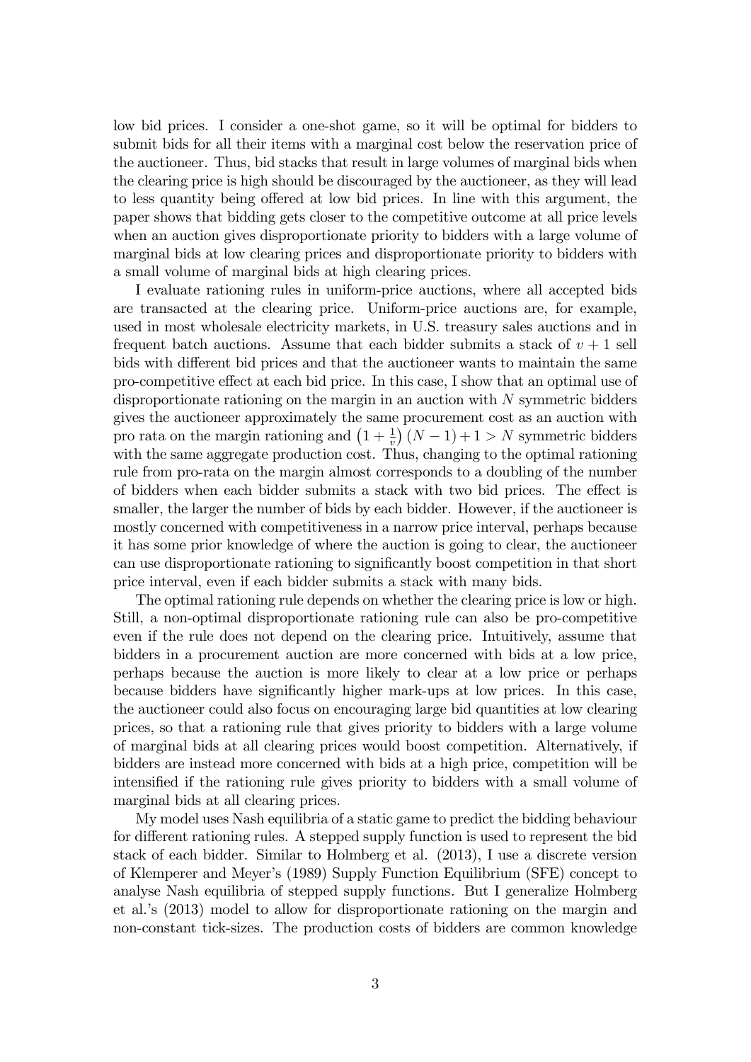low bid prices. I consider a one-shot game, so it will be optimal for bidders to submit bids for all their items with a marginal cost below the reservation price of the auctioneer. Thus, bid stacks that result in large volumes of marginal bids when the clearing price is high should be discouraged by the auctioneer, as they will lead to less quantity being offered at low bid prices. In line with this argument, the paper shows that bidding gets closer to the competitive outcome at all price levels when an auction gives disproportionate priority to bidders with a large volume of marginal bids at low clearing prices and disproportionate priority to bidders with a small volume of marginal bids at high clearing prices.

I evaluate rationing rules in uniform-price auctions, where all accepted bids are transacted at the clearing price. Uniform-price auctions are, for example, used in most wholesale electricity markets, in U.S. treasury sales auctions and in frequent batch auctions. Assume that each bidder submits a stack of $v + 1$ sell bids with different bid prices and that the auctioneer wants to maintain the same pro-competitive effect at each bid price. In this case, I show that an optimal use of disproportionate rationing on the margin in an auction with $N$ symmetric bidders gives the auctioneer approximately the same procurement cost as an auction with pro rata on the margin rationing and $\left(1 + \frac{1}{v}\right)(N - 1) + 1 > N$ symmetric bidders with the same aggregate production cost. Thus, changing to the optimal rationing rule from pro-rata on the margin almost corresponds to a doubling of the number of bidders when each bidder submits a stack with two bid prices. The effect is smaller, the larger the number of bids by each bidder. However, if the auctioneer is mostly concerned with competitiveness in a narrow price interval, perhaps because it has some prior knowledge of where the auction is going to clear, the auctioneer can use disproportionate rationing to significantly boost competition in that short price interval, even if each bidder submits a stack with many bids.

The optimal rationing rule depends on whether the clearing price is low or high. Still, a non-optimal disproportionate rationing rule can also be pro-competitive even if the rule does not depend on the clearing price. Intuitively, assume that bidders in a procurement auction are more concerned with bids at a low price, perhaps because the auction is more likely to clear at a low price or perhaps because bidders have significantly higher mark-ups at low prices. In this case, the auctioneer could also focus on encouraging large bid quantities at low clearing prices, so that a rationing rule that gives priority to bidders with a large volume of marginal bids at all clearing prices would boost competition. Alternatively, if bidders are instead more concerned with bids at a high price, competition will be intensified if the rationing rule gives priority to bidders with a small volume of marginal bids at all clearing prices.

My model uses Nash equilibria of a static game to predict the bidding behaviour for different rationing rules. A stepped supply function is used to represent the bid stack of each bidder. Similar to Holmberg et al. (2013), I use a discrete version of Klemperer and Meyer's (1989) Supply Function Equilibrium (SFE) concept to analyse Nash equilibria of stepped supply functions. But I generalize Holmberg et al.'s (2013) model to allow for disproportionate rationing on the margin and non-constant tick-sizes. The production costs of bidders are common knowledge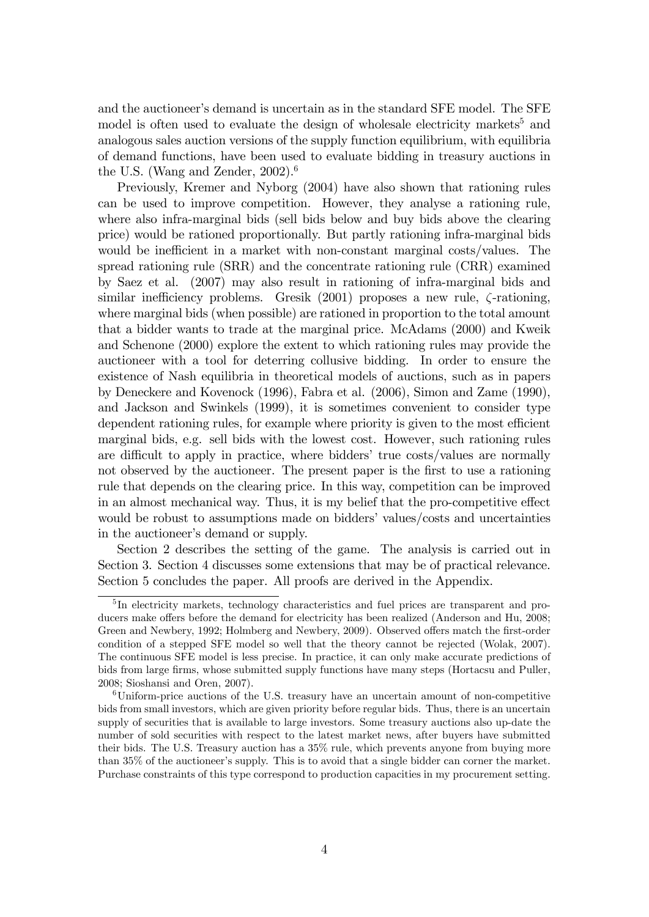and the auctioneer's demand is uncertain as in the standard SFE model. The SFE model is often used to evaluate the design of wholesale electricity markets[5] and analogous sales auction versions of the supply function equilibrium, with equilibria of demand functions, have been used to evaluate bidding in treasury auctions in the U.S. (Wang and Zender, 2002).[6]

Previously, Kremer and Nyborg (2004) have also shown that rationing rules can be used to improve competition. However, they analyse a rationing rule, where also infra-marginal bids (sell bids below and buy bids above the clearing price) would be rationed proportionally. But partly rationing infra-marginal bids would be inefficient in a market with non-constant marginal costs/values. The spread rationing rule (SRR) and the concentrate rationing rule (CRR) examined by Saez et al. (2007) may also result in rationing of infra-marginal bids and similar inefficiency problems. Gresik (2001) proposes a new rule, $\zeta$-rationing, where marginal bids (when possible) are rationed in proportion to the total amount that a bidder wants to trade at the marginal price. McAdams (2000) and Kweik and Schenone (2000) explore the extent to which rationing rules may provide the auctioneer with a tool for deterring collusive bidding. In order to ensure the existence of Nash equilibria in theoretical models of auctions, such as in papers by Deneckere and Kovenock (1996), Fabra et al. (2006), Simon and Zame (1990), and Jackson and Swinkels (1999), it is sometimes convenient to consider type dependent rationing rules, for example where priority is given to the most efficient marginal bids, e.g. sell bids with the lowest cost. However, such rationing rules are difficult to apply in practice, where bidders' true costs/values are normally not observed by the auctioneer. The present paper is the first to use a rationing rule that depends on the clearing price. In this way, competition can be improved in an almost mechanical way. Thus, it is my belief that the pro-competitive effect would be robust to assumptions made on bidders' values/costs and uncertainties in the auctioneer's demand or supply.

Section 2 describes the setting of the game. The analysis is carried out in Section 3. Section 4 discusses some extensions that may be of practical relevance. Section 5 concludes the paper. All proofs are derived in the Appendix.

---

[5] In electricity markets, technology characteristics and fuel prices are transparent and producers make offers before the demand for electricity has been realized (Anderson and Hu, 2008; Green and Newbery, 1992; Holmberg and Newbery, 2009). Observed offers match the first-order condition of a stepped SFE model so well that the theory cannot be rejected (Wolak, 2007). The continuous SFE model is less precise. In practice, it can only make accurate predictions of bids from large firms, whose submitted supply functions have many steps (Hortacsu and Puller, 2008; Sioshansi and Oren, 2007).

[6] Uniform-price auctions of the U.S. treasury have an uncertain amount of non-competitive bids from small investors, which are given priority before regular bids. Thus, there is an uncertain supply of securities that is available to large investors. Some treasury auctions also up-date the number of sold securities with respect to the latest market news, after buyers have submitted their bids. The U.S. Treasury auction has a 35% rule, which prevents anyone from buying more than 35% of the auctioneer's supply. This is to avoid that a single bidder can corner the market. Purchase constraints of this type correspond to production capacities in my procurement setting.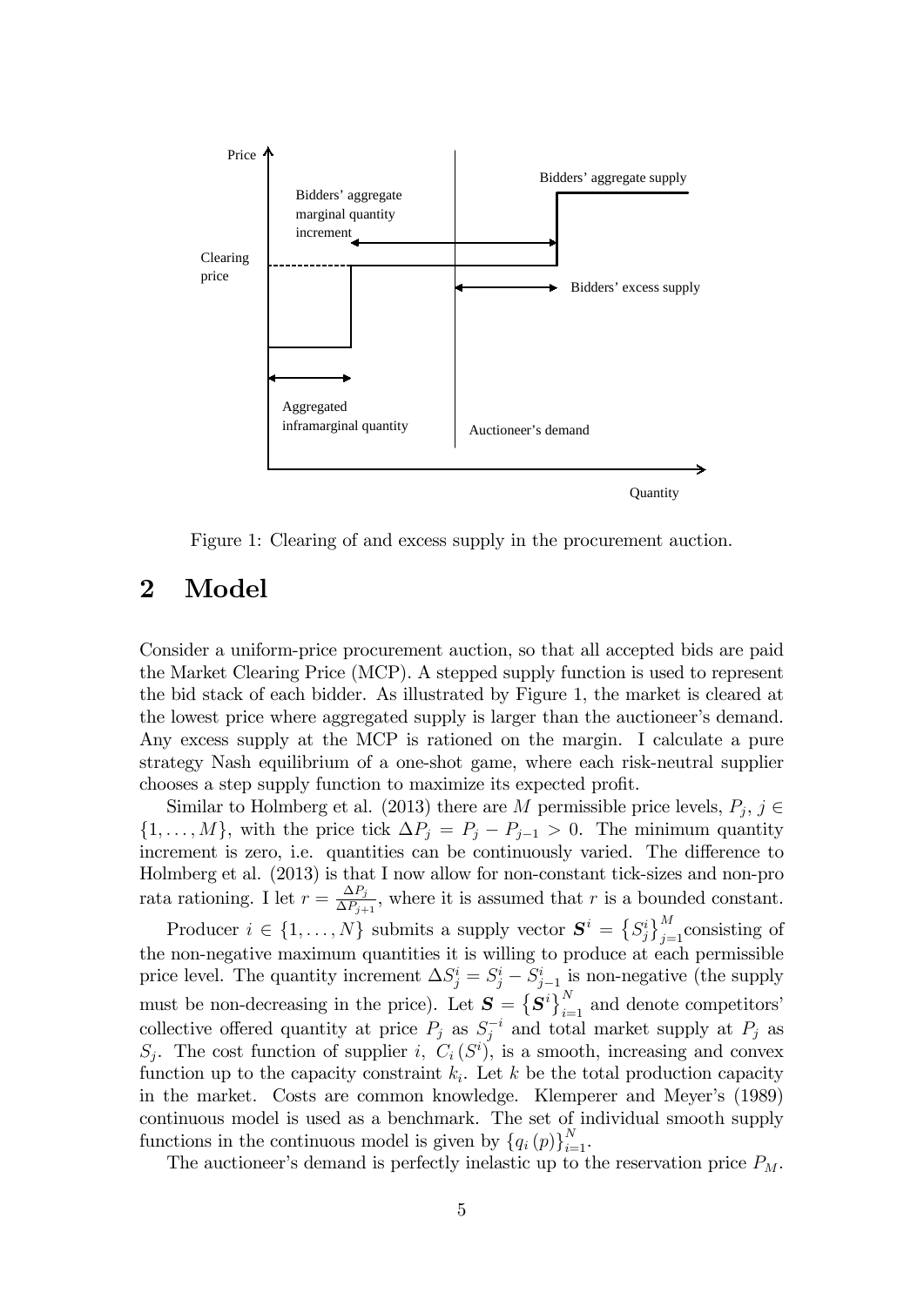Price

Bidders' aggregate supply

Bidders' aggregate marginal quantity increment

Clearing price

Bidders' excess supply

Aggregated inframarginal quantity

Auctioneer's demand

Quantity

Figure 1: Clearing of and excess supply in the procurement auction.

## 2 Model

Consider a uniform-price procurement auction, so that all accepted bids are paid the Market Clearing Price (MCP). A stepped supply function is used to represent the bid stack of each bidder. As illustrated by Figure 1, the market is cleared at the lowest price where aggregated supply is larger than the auctioneer's demand. Any excess supply at the MCP is rationed on the margin. I calculate a pure strategy Nash equilibrium of a one-shot game, where each risk-neutral supplier chooses a step supply function to maximize its expected profit.

Similar to Holmberg et al. (2013) there are $M$ permissible price levels, $P_j$, $j \in \{1, \ldots, M\}$, with the price tick $\Delta P_j = P_j - P_{j-1} > 0$. The minimum quantity increment is zero, i.e. quantities can be continuously varied. The difference to Holmberg et al. (2013) is that I now allow for non-constant tick-sizes and non-pro rata rationing. I let $r = \frac{\Delta P_j}{\Delta P_{j+1}}$, where it is assumed that $r$ is a bounded constant.

Producer $i \in \{1, \ldots, N\}$ submits a supply vector $\boldsymbol{S}^i = \{S_j^i\}_{j=1}^M$consisting of the non-negative maximum quantities it is willing to produce at each permissible price level. The quantity increment $\Delta S_j^i = S_j^i - S_{j-1}^i$ is non-negative (the supply must be non-decreasing in the price). Let $\boldsymbol{S} = \{\boldsymbol{S}^i\}_{i=1}^N$ and denote competitors' collective offered quantity at price $P_j$ as $S_j^{-i}$ and total market supply at $P_j$ as $S_j$. The cost function of supplier $i$, $C_i(S^i)$, is a smooth, increasing and convex function up to the capacity constraint $k_i$. Let $k$ be the total production capacity in the market. Costs are common knowledge. Klemperer and Meyer's (1989) continuous model is used as a benchmark. The set of individual smooth supply functions in the continuous model is given by $\{q_i(p)\}_{i=1}^N$.

The auctioneer's demand is perfectly inelastic up to the reservation price $P_M$.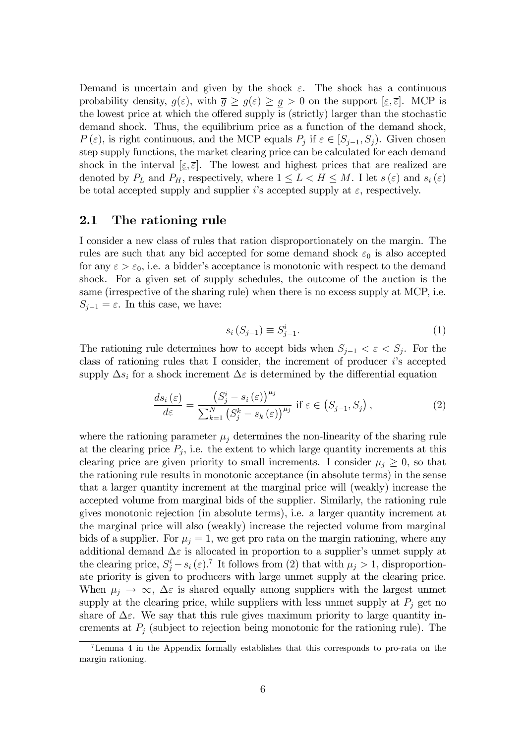Demand is uncertain and given by the shock $\varepsilon$. The shock has a continuous probability density, $g(\varepsilon)$, with $\overline{g} \geq g(\varepsilon) \geq \underline{g} > 0$ on the support $[\underline{\varepsilon}, \overline{\varepsilon}]$. MCP is the lowest price at which the offered supply is (strictly) larger than the stochastic demand shock. Thus, the equilibrium price as a function of the demand shock, $P(\varepsilon)$, is right continuous, and the MCP equals $P_j$ if $\varepsilon \in [S_{j-1}, S_j)$. Given chosen step supply functions, the market clearing price can be calculated for each demand shock in the interval $[\underline{\varepsilon}, \overline{\varepsilon}]$. The lowest and highest prices that are realized are denoted by $P_L$ and $P_H$, respectively, where $1 \leq L < H \leq M$. I let $s(\varepsilon)$ and $s_i(\varepsilon)$ be total accepted supply and supplier $i$'s accepted supply at $\varepsilon$, respectively.

## 2.1 The rationing rule

I consider a new class of rules that ration disproportionately on the margin. The rules are such that any bid accepted for some demand shock $\varepsilon_0$ is also accepted for any $\varepsilon > \varepsilon_0$, i.e. a bidder's acceptance is monotonic with respect to the demand shock. For a given set of supply schedules, the outcome of the auction is the same (irrespective of the sharing rule) when there is no excess supply at MCP, i.e. $S_{j-1} = \varepsilon$. In this case, we have:

$$s_i(S_{j-1}) \equiv S_{j-1}^i. \tag{1}$$

The rationing rule determines how to accept bids when $S_{j-1} < \varepsilon < S_j$. For the class of rationing rules that I consider, the increment of producer $i$'s accepted supply $\Delta s_i$ for a shock increment $\Delta\varepsilon$ is determined by the differential equation

$$\frac{ds_i(\varepsilon)}{d\varepsilon} = \frac{\left(S_j^i - s_i(\varepsilon)\right)^{\mu_j}}{\sum_{k=1}^{N}\left(S_j^k - s_k(\varepsilon)\right)^{\mu_j}} \text{ if } \varepsilon \in \left(S_{j-1}, S_j\right), \tag{2}$$

where the rationing parameter $\mu_j$ determines the non-linearity of the sharing rule at the clearing price $P_j$, i.e. the extent to which large quantity increments at this clearing price are given priority to small increments. I consider $\mu_j \geq 0$, so that the rationing rule results in monotonic acceptance (in absolute terms) in the sense that a larger quantity increment at the marginal price will (weakly) increase the accepted volume from marginal bids of the supplier. Similarly, the rationing rule gives monotonic rejection (in absolute terms), i.e. a larger quantity increment at the marginal price will also (weakly) increase the rejected volume from marginal bids of a supplier. For $\mu_j = 1$, we get pro rata on the margin rationing, where any additional demand $\Delta\varepsilon$ is allocated in proportion to a supplier's unmet supply at the clearing price, $S_j^i - s_i(\varepsilon)$.[7] It follows from (2) that with $\mu_j > 1$, disproportionate priority is given to producers with large unmet supply at the clearing price. When $\mu_j \to \infty$, $\Delta\varepsilon$ is shared equally among suppliers with the largest unmet supply at the clearing price, while suppliers with less unmet supply at $P_j$ get no share of $\Delta\varepsilon$. We say that this rule gives maximum priority to large quantity increments at $P_j$ (subject to rejection being monotonic for the rationing rule). The

[7] Lemma 4 in the Appendix formally establishes that this corresponds to pro-rata on the margin rationing.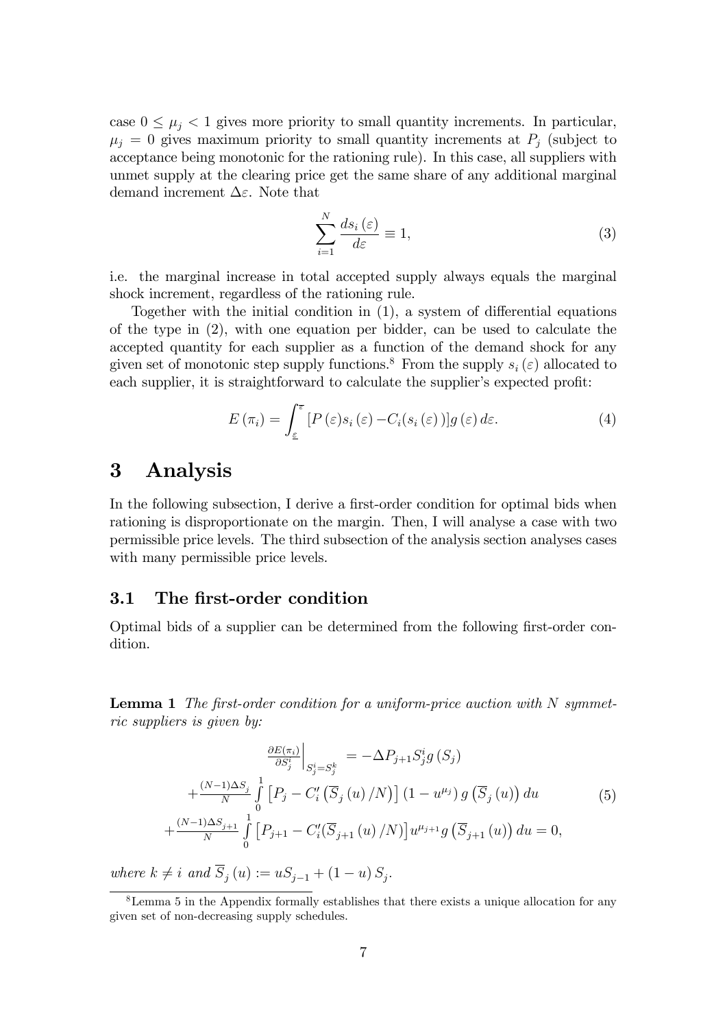case $0 \leq \mu_j < 1$ gives more priority to small quantity increments. In particular, $\mu_j = 0$ gives maximum priority to small quantity increments at $P_j$ (subject to acceptance being monotonic for the rationing rule). In this case, all suppliers with unmet supply at the clearing price get the same share of any additional marginal demand increment $\Delta\varepsilon$. Note that

$$\sum_{i=1}^{N} \frac{ds_i(\varepsilon)}{d\varepsilon} \equiv 1, \tag{3}$$

i.e. the marginal increase in total accepted supply always equals the marginal shock increment, regardless of the rationing rule.

Together with the initial condition in (1), a system of differential equations of the type in (2), with one equation per bidder, can be used to calculate the accepted quantity for each supplier as a function of the demand shock for any given set of monotonic step supply functions.[8] From the supply $s_i(\varepsilon)$ allocated to each supplier, it is straightforward to calculate the supplier's expected profit:

$$E(\pi_i) = \int_{\underline{\varepsilon}}^{\overline{\varepsilon}} [P(\varepsilon)s_i(\varepsilon) - C_i(s_i(\varepsilon))]g(\varepsilon)\,d\varepsilon. \tag{4}$$

# 3 Analysis

In the following subsection, I derive a first-order condition for optimal bids when rationing is disproportionate on the margin. Then, I will analyse a case with two permissible price levels. The third subsection of the analysis section analyses cases with many permissible price levels.

## 3.1 The first-order condition

Optimal bids of a supplier can be determined from the following first-order condition.

**Lemma 1** *The first-order condition for a uniform-price auction with $N$ symmetric suppliers is given by:*

$$\begin{array}{c} \left.\frac{\partial E(\pi_i)}{\partial S_j^i}\right|_{S_j^i = S_j^k} = -\Delta P_{j+1} S_j^i g(S_j) \\ + \frac{(N-1)\Delta S_j}{N} \int_0^1 \left[P_j - C_i'\left(\overline{S}_j(u)/N\right)\right](1 - u^{\mu_j})\, g\left(\overline{S}_j(u)\right) du \\ + \frac{(N-1)\Delta S_{j+1}}{N} \int_0^1 \left[P_{j+1} - C_i'(\overline{S}_{j+1}(u)/N)\right] u^{\mu_{j+1}} g\left(\overline{S}_{j+1}(u)\right) du = 0, \end{array} \tag{5}$$

*where $k \neq i$ and $\overline{S}_j(u) := uS_{j-1} + (1-u)S_j$.*

[8] Lemma 5 in the Appendix formally establishes that there exists a unique allocation for any given set of non-decreasing supply schedules.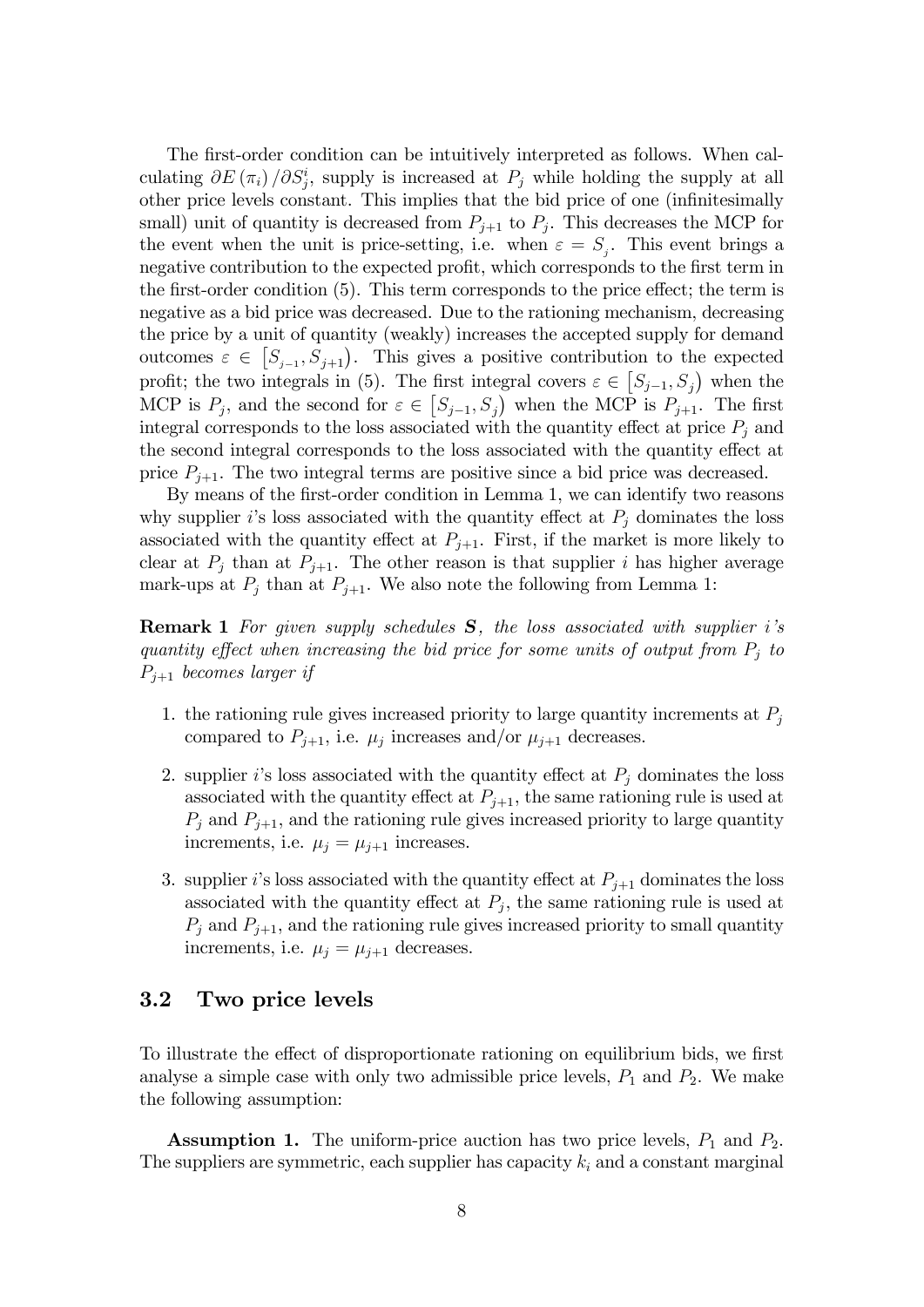The first-order condition can be intuitively interpreted as follows. When calculating $\partial E(\pi_i)/\partial S_j^i$, supply is increased at $P_j$ while holding the supply at all other price levels constant. This implies that the bid price of one (infinitesimally small) unit of quantity is decreased from $P_{j+1}$ to $P_j$. This decreases the MCP for the event when the unit is price-setting, i.e. when $\varepsilon = S_j$. This event brings a negative contribution to the expected profit, which corresponds to the first term in the first-order condition (5). This term corresponds to the price effect; the term is negative as a bid price was decreased. Due to the rationing mechanism, decreasing the price by a unit of quantity (weakly) increases the accepted supply for demand outcomes $\varepsilon \in [S_{j-1}, S_{j+1})$. This gives a positive contribution to the expected profit; the two integrals in (5). The first integral covers $\varepsilon \in [S_{j-1}, S_j)$ when the MCP is $P_j$, and the second for $\varepsilon \in [S_{j-1}, S_j)$ when the MCP is $P_{j+1}$. The first integral corresponds to the loss associated with the quantity effect at price $P_j$ and the second integral corresponds to the loss associated with the quantity effect at price $P_{j+1}$. The two integral terms are positive since a bid price was decreased.

By means of the first-order condition in Lemma 1, we can identify two reasons why supplier $i$'s loss associated with the quantity effect at $P_j$ dominates the loss associated with the quantity effect at $P_{j+1}$. First, if the market is more likely to clear at $P_j$ than at $P_{j+1}$. The other reason is that supplier $i$ has higher average mark-ups at $P_j$ than at $P_{j+1}$. We also note the following from Lemma 1:

**Remark 1** *For given supply schedules $\boldsymbol{S}$, the loss associated with supplier i's quantity effect when increasing the bid price for some units of output from $P_j$ to $P_{j+1}$ becomes larger if*

1. the rationing rule gives increased priority to large quantity increments at $P_j$ compared to $P_{j+1}$, i.e. $\mu_j$ increases and/or $\mu_{j+1}$ decreases.
2. supplier $i$'s loss associated with the quantity effect at $P_j$ dominates the loss associated with the quantity effect at $P_{j+1}$, the same rationing rule is used at $P_j$ and $P_{j+1}$, and the rationing rule gives increased priority to large quantity increments, i.e. $\mu_j = \mu_{j+1}$ increases.
3. supplier $i$'s loss associated with the quantity effect at $P_{j+1}$ dominates the loss associated with the quantity effect at $P_j$, the same rationing rule is used at $P_j$ and $P_{j+1}$, and the rationing rule gives increased priority to small quantity increments, i.e. $\mu_j = \mu_{j+1}$ decreases.

### 3.2 Two price levels

To illustrate the effect of disproportionate rationing on equilibrium bids, we first analyse a simple case with only two admissible price levels, $P_1$ and $P_2$. We make the following assumption:

**Assumption 1.** The uniform-price auction has two price levels, $P_1$ and $P_2$. The suppliers are symmetric, each supplier has capacity $k_i$ and a constant marginal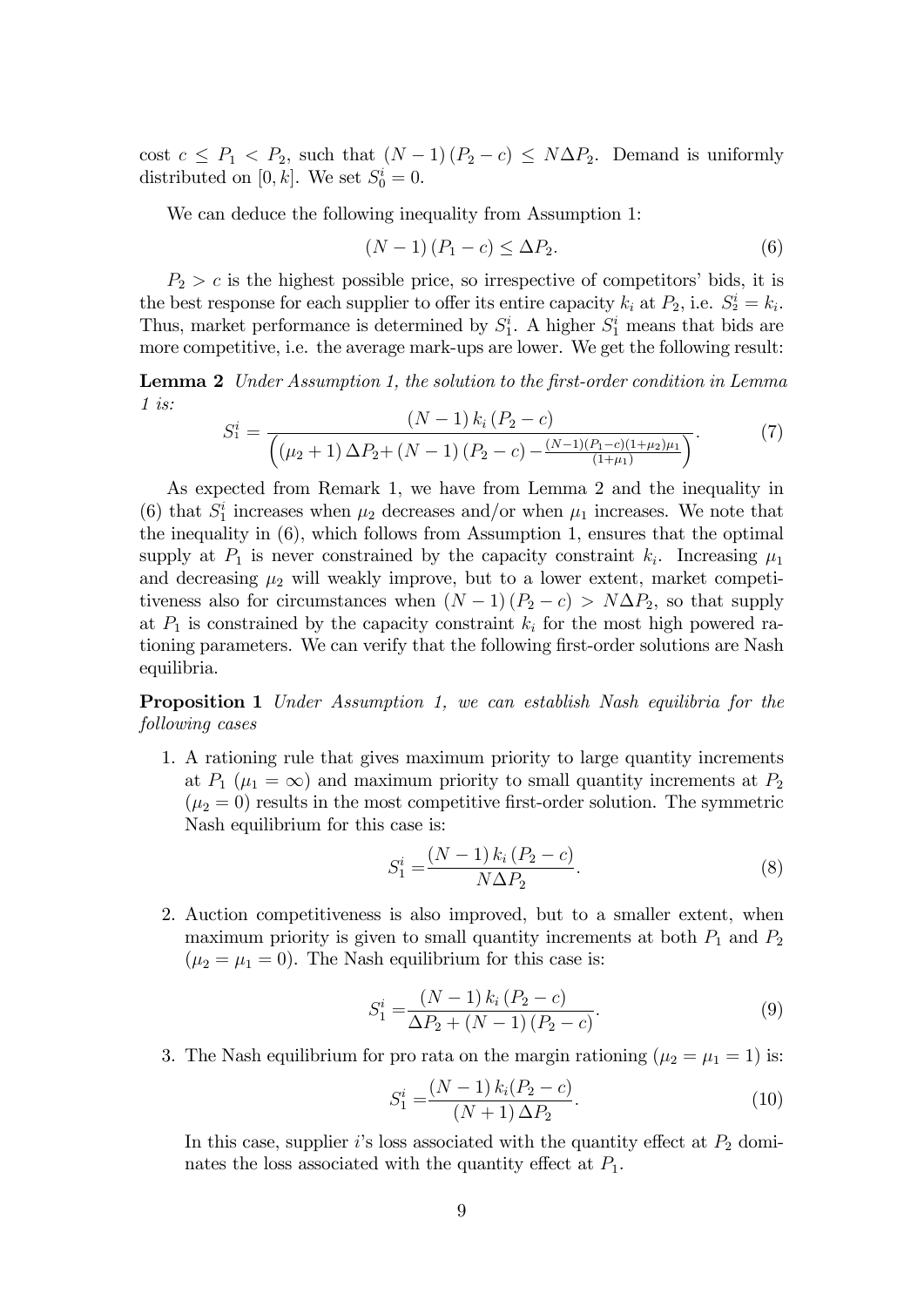cost $c \leq P_1 < P_2$, such that $(N-1)(P_2 - c) \leq N \Delta P_2$. Demand is uniformly distributed on $[0, k]$. We set $S_0^i = 0$.

We can deduce the following inequality from Assumption 1:

$$(N-1)(P_1 - c) \leq \Delta P_2. \tag{6}$$

$P_2 > c$ is the highest possible price, so irrespective of competitors' bids, it is the best response for each supplier to offer its entire capacity $k_i$ at $P_2$, i.e. $S_2^i = k_i$. Thus, market performance is determined by $S_1^i$. A higher $S_1^i$ means that bids are more competitive, i.e. the average mark-ups are lower. We get the following result:

**Lemma 2** *Under Assumption 1, the solution to the first-order condition in Lemma 1 is:*

$$S_1^i = \frac{(N-1) k_i (P_2 - c)}{\left( (\mu_2 + 1) \Delta P_2 + (N-1)(P_2 - c) - \frac{(N-1)(P_1 - c)(1+\mu_2)\mu_1}{(1+\mu_1)} \right)}. \tag{7}$$

As expected from Remark 1, we have from Lemma 2 and the inequality in (6) that $S_1^i$ increases when $\mu_2$ decreases and/or when $\mu_1$ increases. We note that the inequality in (6), which follows from Assumption 1, ensures that the optimal supply at $P_1$ is never constrained by the capacity constraint $k_i$. Increasing $\mu_1$ and decreasing $\mu_2$ will weakly improve, but to a lower extent, market competitiveness also for circumstances when $(N-1)(P_2 - c) > N \Delta P_2$, so that supply at $P_1$ is constrained by the capacity constraint $k_i$ for the most high powered rationing parameters. We can verify that the following first-order solutions are Nash equilibria.

**Proposition 1** *Under Assumption 1, we can establish Nash equilibria for the following cases*

1. A rationing rule that gives maximum priority to large quantity increments at $P_1$ ($\mu_1 = \infty$) and maximum priority to small quantity increments at $P_2$ ($\mu_2 = 0$) results in the most competitive first-order solution. The symmetric Nash equilibrium for this case is:

$$S_1^i = \frac{(N-1) k_i (P_2 - c)}{N \Delta P_2}. \tag{8}$$

2. Auction competitiveness is also improved, but to a smaller extent, when maximum priority is given to small quantity increments at both $P_1$ and $P_2$ ($\mu_2 = \mu_1 = 0$). The Nash equilibrium for this case is:

$$S_1^i = \frac{(N-1) k_i (P_2 - c)}{\Delta P_2 + (N-1)(P_2 - c)}. \tag{9}$$

3. The Nash equilibrium for pro rata on the margin rationing ($\mu_2 = \mu_1 = 1$) is:

$$S_1^i = \frac{(N-1) k_i (P_2 - c)}{(N+1) \Delta P_2}. \tag{10}$$

   In this case, supplier $i$'s loss associated with the quantity effect at $P_2$ dominates the loss associated with the quantity effect at $P_1$.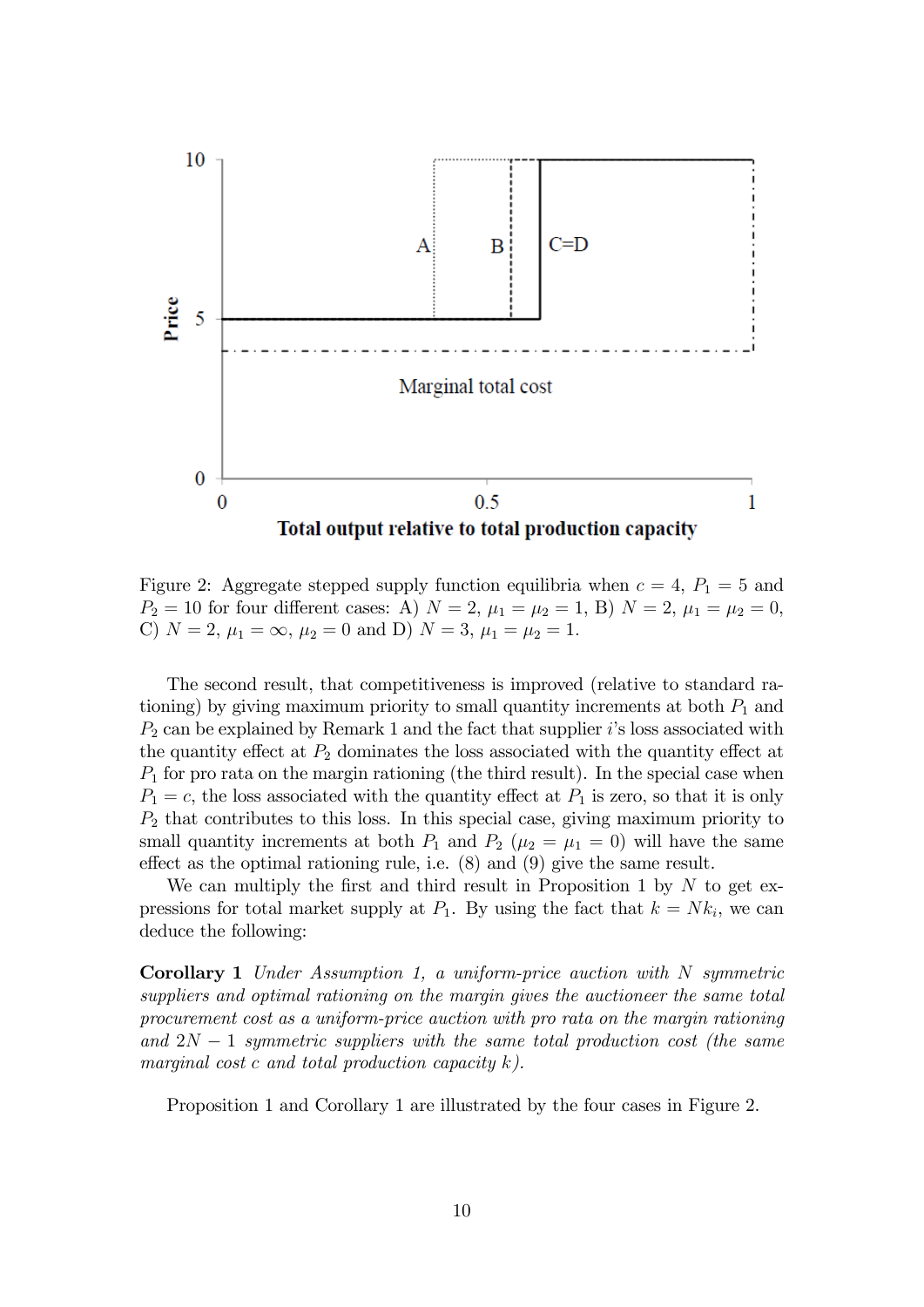10

5

0

Price

0

0.5

1

Total output relative to total production capacity

A

B

C=D

Marginal total cost

Figure 2: Aggregate stepped supply function equilibria when $c = 4$, $P_1 = 5$ and $P_2 = 10$ for four different cases: A) $N = 2$, $\mu_1 = \mu_2 = 1$, B) $N = 2$, $\mu_1 = \mu_2 = 0$, C) $N = 2$, $\mu_1 = \infty$, $\mu_2 = 0$ and D) $N = 3$, $\mu_1 = \mu_2 = 1$.

The second result, that competitiveness is improved (relative to standard rationing) by giving maximum priority to small quantity increments at both $P_1$ and $P_2$ can be explained by Remark 1 and the fact that supplier $i$'s loss associated with the quantity effect at $P_2$ dominates the loss associated with the quantity effect at $P_1$ for pro rata on the margin rationing (the third result). In the special case when $P_1 = c$, the loss associated with the quantity effect at $P_1$ is zero, so that it is only $P_2$ that contributes to this loss. In this special case, giving maximum priority to small quantity increments at both $P_1$ and $P_2$ ($\mu_2 = \mu_1 = 0$) will have the same effect as the optimal rationing rule, i.e. (8) and (9) give the same result.

We can multiply the first and third result in Proposition 1 by $N$ to get expressions for total market supply at $P_1$. By using the fact that $k = Nk_i$, we can deduce the following:

**Corollary 1** *Under Assumption 1, a uniform-price auction with $N$ symmetric suppliers and optimal rationing on the margin gives the auctioneer the same total procurement cost as a uniform-price auction with pro rata on the margin rationing and $2N - 1$ symmetric suppliers with the same total production cost (the same marginal cost $c$ and total production capacity $k$).*

Proposition 1 and Corollary 1 are illustrated by the four cases in Figure 2.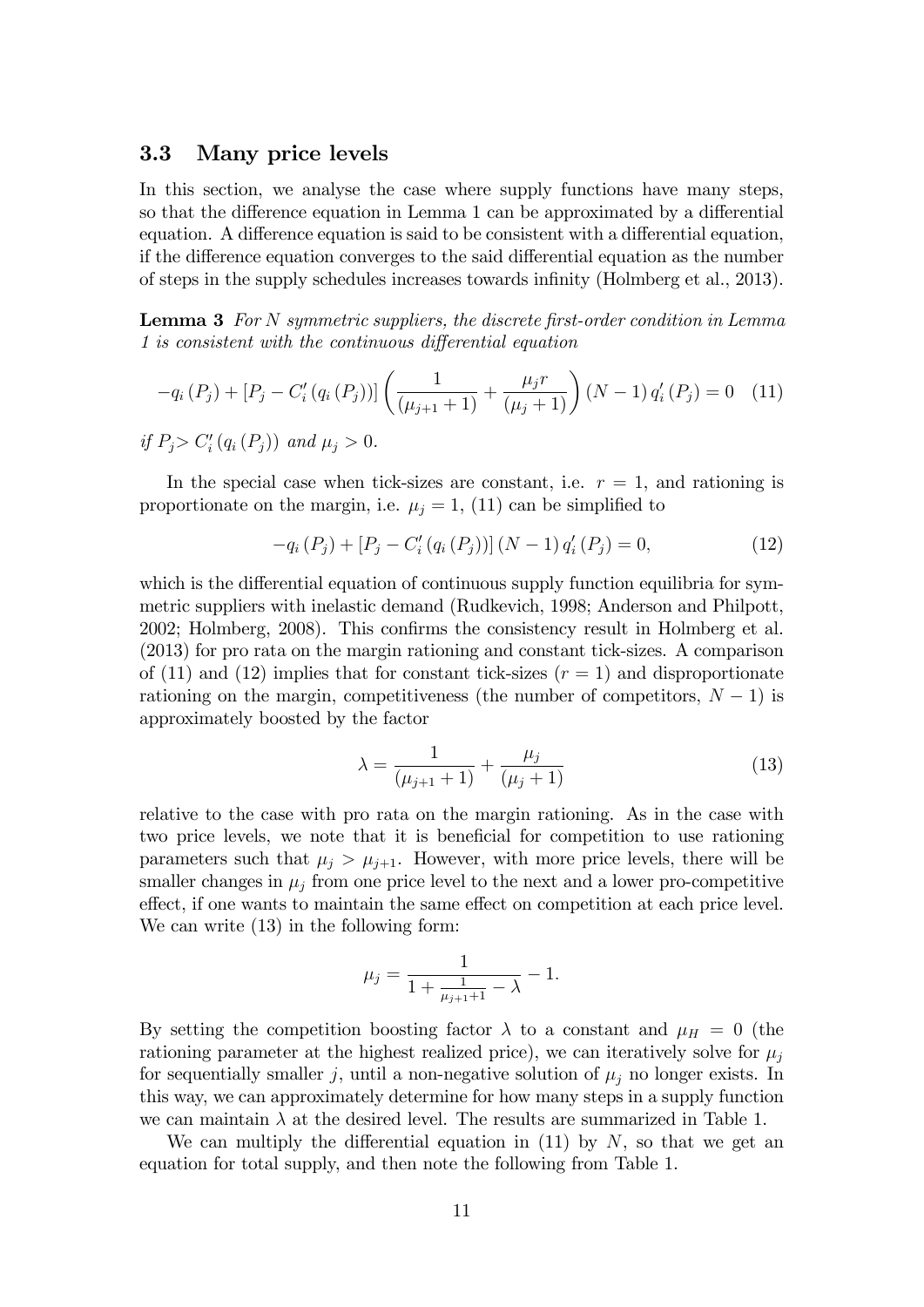### 3.3 Many price levels

In this section, we analyse the case where supply functions have many steps, so that the difference equation in Lemma 1 can be approximated by a differential equation. A difference equation is said to be consistent with a differential equation, if the difference equation converges to the said differential equation as the number of steps in the supply schedules increases towards infinity (Holmberg et al., 2013).

**Lemma 3** *For $N$ symmetric suppliers, the discrete first-order condition in Lemma 1 is consistent with the continuous differential equation*

$$-q_i(P_j) + [P_j - C_i'(q_i(P_j))] \left( \frac{1}{(\mu_{j+1}+1)} + \frac{\mu_j r}{(\mu_j+1)} \right) (N-1) q_i'(P_j) = 0 \quad (11)$$

*if $P_j > C_i'(q_i(P_j))$ and $\mu_j > 0$.*

In the special case when tick-sizes are constant, i.e. $r = 1$, and rationing is proportionate on the margin, i.e. $\mu_j = 1$, (11) can be simplified to

$$-q_i(P_j) + [P_j - C_i'(q_i(P_j))] (N-1) q_i'(P_j) = 0, \quad (12)$$

which is the differential equation of continuous supply function equilibria for symmetric suppliers with inelastic demand (Rudkevich, 1998; Anderson and Philpott, 2002; Holmberg, 2008). This confirms the consistency result in Holmberg et al. (2013) for pro rata on the margin rationing and constant tick-sizes. A comparison of (11) and (12) implies that for constant tick-sizes ($r = 1$) and disproportionate rationing on the margin, competitiveness (the number of competitors, $N-1$) is approximately boosted by the factor

$$\lambda = \frac{1}{(\mu_{j+1}+1)} + \frac{\mu_j}{(\mu_j+1)} \quad (13)$$

relative to the case with pro rata on the margin rationing. As in the case with two price levels, we note that it is beneficial for competition to use rationing parameters such that $\mu_j > \mu_{j+1}$. However, with more price levels, there will be smaller changes in $\mu_j$ from one price level to the next and a lower pro-competitive effect, if one wants to maintain the same effect on competition at each price level. We can write (13) in the following form:

$$\mu_j = \frac{1}{1 + \frac{1}{\mu_{j+1}+1} - \lambda} - 1.$$

By setting the competition boosting factor $\lambda$ to a constant and $\mu_H = 0$ (the rationing parameter at the highest realized price), we can iteratively solve for $\mu_j$ for sequentially smaller $j$, until a non-negative solution of $\mu_j$ no longer exists. In this way, we can approximately determine for how many steps in a supply function we can maintain $\lambda$ at the desired level. The results are summarized in Table 1.

We can multiply the differential equation in (11) by $N$, so that we get an equation for total supply, and then note the following from Table 1.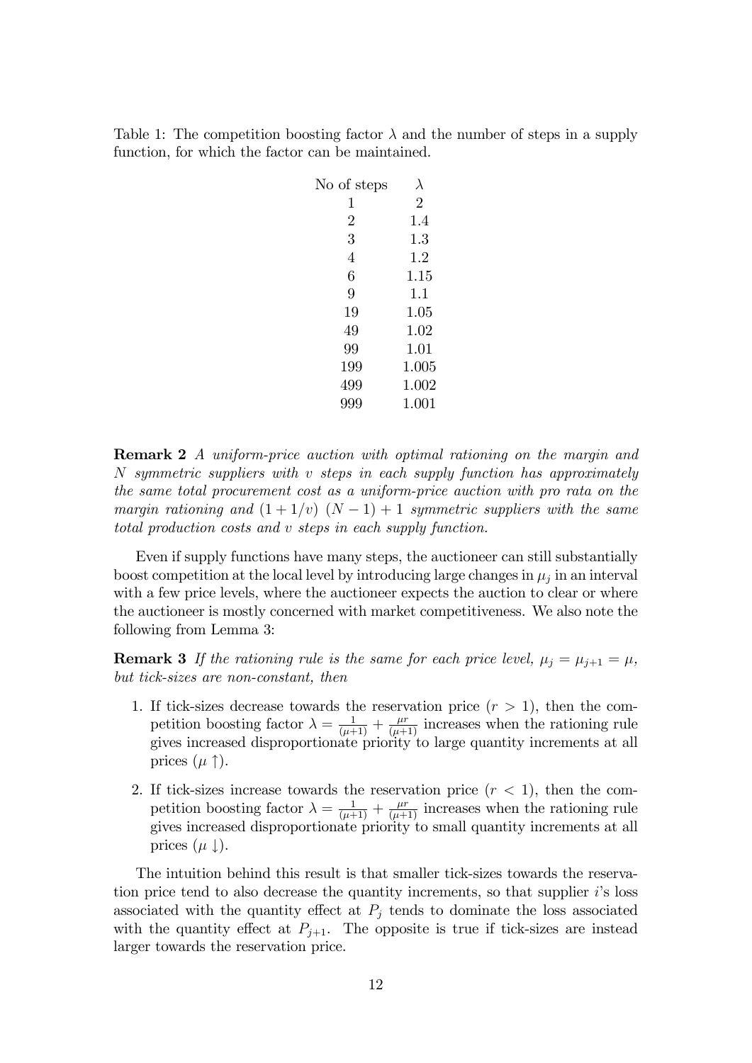Table 1: The competition boosting factor $\lambda$ and the number of steps in a supply function, for which the factor can be maintained.

| No of steps | $\lambda$ |
|---|---|
| 1 | 2 |
| 2 | 1.4 |
| 3 | 1.3 |
| 4 | 1.2 |
| 6 | 1.15 |
| 9 | 1.1 |
| 19 | 1.05 |
| 49 | 1.02 |
| 99 | 1.01 |
| 199 | 1.005 |
| 499 | 1.002 |
| 999 | 1.001 |

**Remark 2** *A uniform-price auction with optimal rationing on the margin and $N$ symmetric suppliers with $v$ steps in each supply function has approximately the same total procurement cost as a uniform-price auction with pro rata on the margin rationing and $(1 + 1/v)\ (N - 1) + 1$ symmetric suppliers with the same total production costs and $v$ steps in each supply function.*

Even if supply functions have many steps, the auctioneer can still substantially boost competition at the local level by introducing large changes in $\mu_j$ in an interval with a few price levels, where the auctioneer expects the auction to clear or where the auctioneer is mostly concerned with market competitiveness. We also note the following from Lemma 3:

**Remark 3** *If the rationing rule is the same for each price level, $\mu_j = \mu_{j+1} = \mu$, but tick-sizes are non-constant, then*

1. *If tick-sizes decrease towards the reservation price ($r > 1$), then the competition boosting factor $\lambda = \frac{1}{(\mu+1)} + \frac{\mu r}{(\mu+1)}$ increases when the rationing rule gives increased disproportionate priority to large quantity increments at all prices ($\mu \uparrow$).*

2. *If tick-sizes increase towards the reservation price ($r < 1$), then the competition boosting factor $\lambda = \frac{1}{(\mu+1)} + \frac{\mu r}{(\mu+1)}$ increases when the rationing rule gives increased disproportionate priority to small quantity increments at all prices ($\mu \downarrow$).*

The intuition behind this result is that smaller tick-sizes towards the reservation price tend to also decrease the quantity increments, so that supplier $i$'s loss associated with the quantity effect at $P_j$ tends to dominate the loss associated with the quantity effect at $P_{j+1}$. The opposite is true if tick-sizes are instead larger towards the reservation price.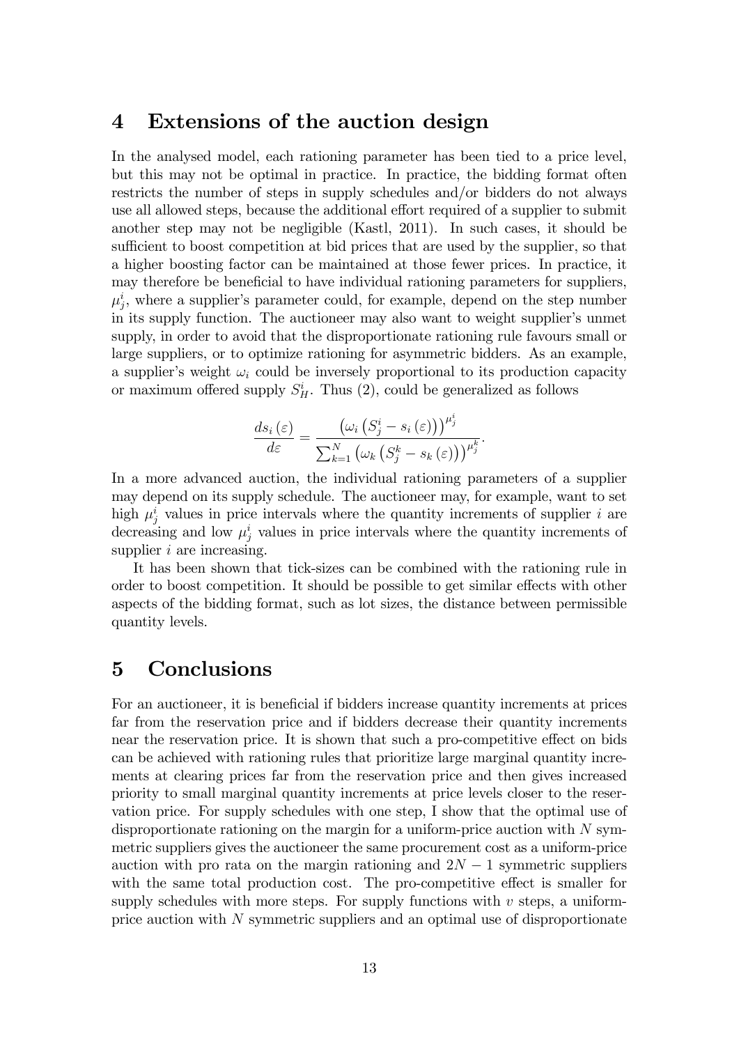# 4 Extensions of the auction design

In the analysed model, each rationing parameter has been tied to a price level, but this may not be optimal in practice. In practice, the bidding format often restricts the number of steps in supply schedules and/or bidders do not always use all allowed steps, because the additional effort required of a supplier to submit another step may not be negligible (Kastl, 2011). In such cases, it should be sufficient to boost competition at bid prices that are used by the supplier, so that a higher boosting factor can be maintained at those fewer prices. In practice, it may therefore be beneficial to have individual rationing parameters for suppliers, $\mu_j^i$, where a supplier's parameter could, for example, depend on the step number in its supply function. The auctioneer may also want to weight supplier's unmet supply, in order to avoid that the disproportionate rationing rule favours small or large suppliers, or to optimize rationing for asymmetric bidders. As an example, a supplier's weight $\omega_i$ could be inversely proportional to its production capacity or maximum offered supply $S_H^i$. Thus (2), could be generalized as follows

$$\frac{ds_i(\varepsilon)}{d\varepsilon} = \frac{\left(\omega_i \left(S_j^i - s_i(\varepsilon)\right)\right)^{\mu_j^i}}{\sum_{k=1}^{N} \left(\omega_k \left(S_j^k - s_k(\varepsilon)\right)\right)^{\mu_j^k}}.$$

In a more advanced auction, the individual rationing parameters of a supplier may depend on its supply schedule. The auctioneer may, for example, want to set high $\mu_j^i$ values in price intervals where the quantity increments of supplier $i$ are decreasing and low $\mu_j^i$ values in price intervals where the quantity increments of supplier $i$ are increasing.

It has been shown that tick-sizes can be combined with the rationing rule in order to boost competition. It should be possible to get similar effects with other aspects of the bidding format, such as lot sizes, the distance between permissible quantity levels.

# 5 Conclusions

For an auctioneer, it is beneficial if bidders increase quantity increments at prices far from the reservation price and if bidders decrease their quantity increments near the reservation price. It is shown that such a pro-competitive effect on bids can be achieved with rationing rules that prioritize large marginal quantity increments at clearing prices far from the reservation price and then gives increased priority to small marginal quantity increments at price levels closer to the reservation price. For supply schedules with one step, I show that the optimal use of disproportionate rationing on the margin for a uniform-price auction with $N$ symmetric suppliers gives the auctioneer the same procurement cost as a uniform-price auction with pro rata on the margin rationing and $2N - 1$ symmetric suppliers with the same total production cost. The pro-competitive effect is smaller for supply schedules with more steps. For supply functions with $v$ steps, a uniform-price auction with $N$ symmetric suppliers and an optimal use of disproportionate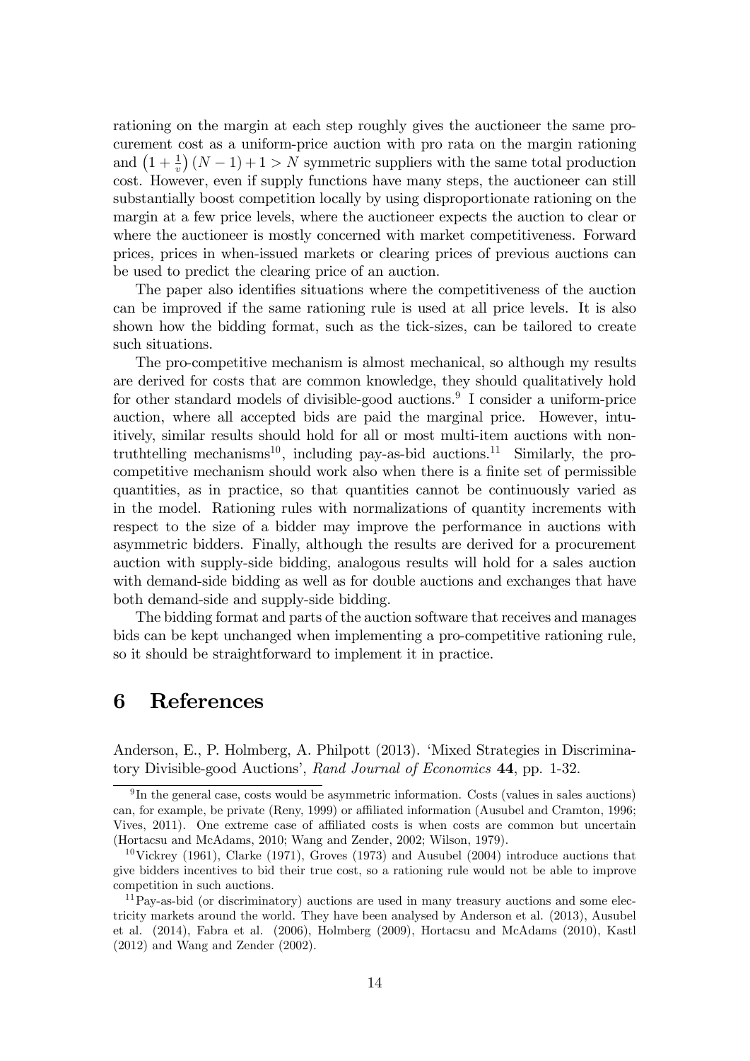rationing on the margin at each step roughly gives the auctioneer the same procurement cost as a uniform-price auction with pro rata on the margin rationing and $\left(1+\frac{1}{v}\right)(N-1)+1 > N$ symmetric suppliers with the same total production cost. However, even if supply functions have many steps, the auctioneer can still substantially boost competition locally by using disproportionate rationing on the margin at a few price levels, where the auctioneer expects the auction to clear or where the auctioneer is mostly concerned with market competitiveness. Forward prices, prices in when-issued markets or clearing prices of previous auctions can be used to predict the clearing price of an auction.

The paper also identifies situations where the competitiveness of the auction can be improved if the same rationing rule is used at all price levels. It is also shown how the bidding format, such as the tick-sizes, can be tailored to create such situations.

The pro-competitive mechanism is almost mechanical, so although my results are derived for costs that are common knowledge, they should qualitatively hold for other standard models of divisible-good auctions.[9] I consider a uniform-price auction, where all accepted bids are paid the marginal price. However, intuitively, similar results should hold for all or most multi-item auctions with non-truthtelling mechanisms[10], including pay-as-bid auctions.[11] Similarly, the pro-competitive mechanism should work also when there is a finite set of permissible quantities, as in practice, so that quantities cannot be continuously varied as in the model. Rationing rules with normalizations of quantity increments with respect to the size of a bidder may improve the performance in auctions with asymmetric bidders. Finally, although the results are derived for a procurement auction with supply-side bidding, analogous results will hold for a sales auction with demand-side bidding as well as for double auctions and exchanges that have both demand-side and supply-side bidding.

The bidding format and parts of the auction software that receives and manages bids can be kept unchanged when implementing a pro-competitive rationing rule, so it should be straightforward to implement it in practice.

# 6 References

Anderson, E., P. Holmberg, A. Philpott (2013). 'Mixed Strategies in Discriminatory Divisible-good Auctions', *Rand Journal of Economics* **44**, pp. 1-32.

[9] In the general case, costs would be asymmetric information. Costs (values in sales auctions) can, for example, be private (Reny, 1999) or affiliated information (Ausubel and Cramton, 1996; Vives, 2011). One extreme case of affiliated costs is when costs are common but uncertain (Hortacsu and McAdams, 2010; Wang and Zender, 2002; Wilson, 1979).

[10] Vickrey (1961), Clarke (1971), Groves (1973) and Ausubel (2004) introduce auctions that give bidders incentives to bid their true cost, so a rationing rule would not be able to improve competition in such auctions.

[11] Pay-as-bid (or discriminatory) auctions are used in many treasury auctions and some electricity markets around the world. They have been analysed by Anderson et al. (2013), Ausubel et al. (2014), Fabra et al. (2006), Holmberg (2009), Hortacsu and McAdams (2010), Kastl (2012) and Wang and Zender (2002).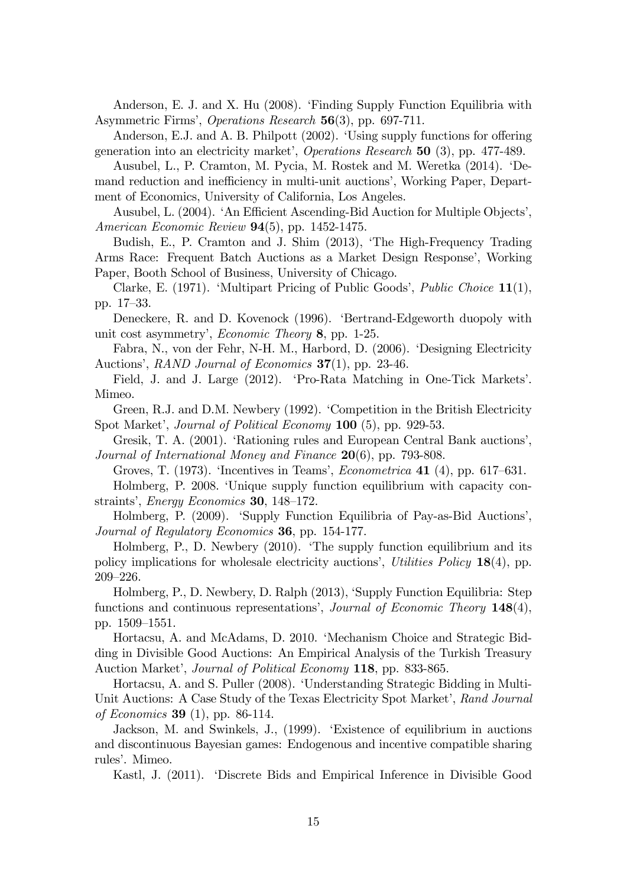Anderson, E. J. and X. Hu (2008). 'Finding Supply Function Equilibria with Asymmetric Firms', *Operations Research* **56**(3), pp. 697-711.

Anderson, E.J. and A. B. Philpott (2002). 'Using supply functions for offering generation into an electricity market', *Operations Research* **50** (3), pp. 477-489.

Ausubel, L., P. Cramton, M. Pycia, M. Rostek and M. Weretka (2014). 'Demand reduction and inefficiency in multi-unit auctions', Working Paper, Department of Economics, University of California, Los Angeles.

Ausubel, L. (2004). 'An Efficient Ascending-Bid Auction for Multiple Objects', *American Economic Review* **94**(5), pp. 1452-1475.

Budish, E., P. Cramton and J. Shim (2013), 'The High-Frequency Trading Arms Race: Frequent Batch Auctions as a Market Design Response', Working Paper, Booth School of Business, University of Chicago.

Clarke, E. (1971). 'Multipart Pricing of Public Goods', *Public Choice* **11**(1), pp. 17–33.

Deneckere, R. and D. Kovenock (1996). 'Bertrand-Edgeworth duopoly with unit cost asymmetry', *Economic Theory* **8**, pp. 1-25.

Fabra, N., von der Fehr, N-H. M., Harbord, D. (2006). 'Designing Electricity Auctions', *RAND Journal of Economics* **37**(1), pp. 23-46.

Field, J. and J. Large (2012). 'Pro-Rata Matching in One-Tick Markets'. Mimeo.

Green, R.J. and D.M. Newbery (1992). 'Competition in the British Electricity Spot Market', *Journal of Political Economy* **100** (5), pp. 929-53.

Gresik, T. A. (2001). 'Rationing rules and European Central Bank auctions', *Journal of International Money and Finance* **20**(6), pp. 793-808.

Groves, T. (1973). 'Incentives in Teams', *Econometrica* **41** (4), pp. 617–631.

Holmberg, P. 2008. 'Unique supply function equilibrium with capacity constraints', *Energy Economics* **30**, 148–172.

Holmberg, P. (2009). 'Supply Function Equilibria of Pay-as-Bid Auctions', *Journal of Regulatory Economics* **36**, pp. 154-177.

Holmberg, P., D. Newbery (2010). 'The supply function equilibrium and its policy implications for wholesale electricity auctions', *Utilities Policy* **18**(4), pp. 209–226.

Holmberg, P., D. Newbery, D. Ralph (2013), 'Supply Function Equilibria: Step functions and continuous representations', *Journal of Economic Theory* **148**(4), pp. 1509–1551.

Hortacsu, A. and McAdams, D. 2010. 'Mechanism Choice and Strategic Bidding in Divisible Good Auctions: An Empirical Analysis of the Turkish Treasury Auction Market', *Journal of Political Economy* **118**, pp. 833-865.

Hortacsu, A. and S. Puller (2008). 'Understanding Strategic Bidding in Multi-Unit Auctions: A Case Study of the Texas Electricity Spot Market', *Rand Journal of Economics* **39** (1), pp. 86-114.

Jackson, M. and Swinkels, J., (1999). 'Existence of equilibrium in auctions and discontinuous Bayesian games: Endogenous and incentive compatible sharing rules'. Mimeo.

Kastl, J. (2011). 'Discrete Bids and Empirical Inference in Divisible Good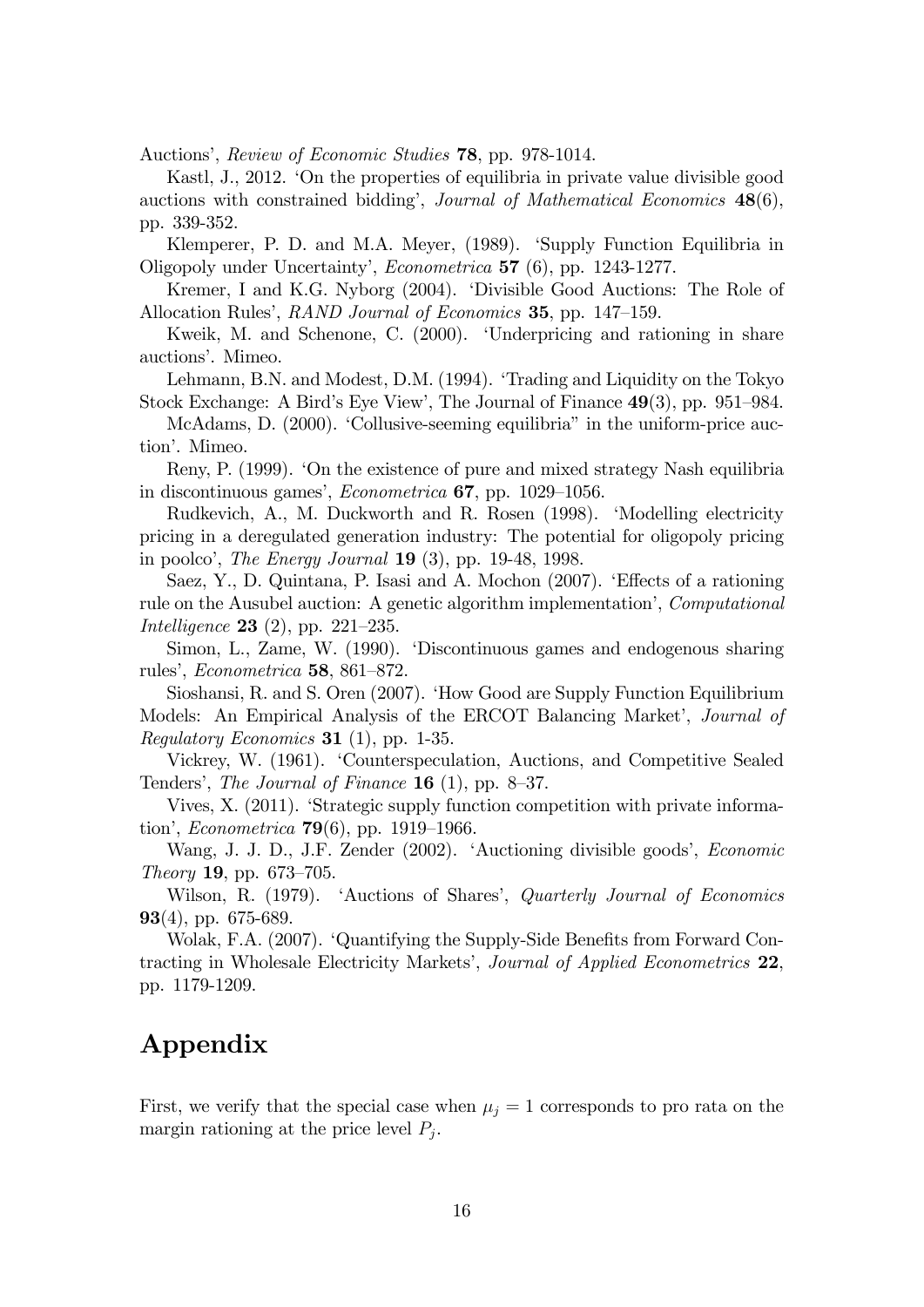Auctions', *Review of Economic Studies* **78**, pp. 978-1014.

Kastl, J., 2012. 'On the properties of equilibria in private value divisible good auctions with constrained bidding', *Journal of Mathematical Economics* **48**(6), pp. 339-352.

Klemperer, P. D. and M.A. Meyer, (1989). 'Supply Function Equilibria in Oligopoly under Uncertainty', *Econometrica* **57** (6), pp. 1243-1277.

Kremer, I and K.G. Nyborg (2004). 'Divisible Good Auctions: The Role of Allocation Rules', *RAND Journal of Economics* **35**, pp. 147–159.

Kweik, M. and Schenone, C. (2000). 'Underpricing and rationing in share auctions'. Mimeo.

Lehmann, B.N. and Modest, D.M. (1994). 'Trading and Liquidity on the Tokyo Stock Exchange: A Bird's Eye View', The Journal of Finance **49**(3), pp. 951–984.

McAdams, D. (2000). 'Collusive-seeming equilibria" in the uniform-price auction'. Mimeo.

Reny, P. (1999). 'On the existence of pure and mixed strategy Nash equilibria in discontinuous games', *Econometrica* **67**, pp. 1029–1056.

Rudkevich, A., M. Duckworth and R. Rosen (1998). 'Modelling electricity pricing in a deregulated generation industry: The potential for oligopoly pricing in poolco', *The Energy Journal* **19** (3), pp. 19-48, 1998.

Saez, Y., D. Quintana, P. Isasi and A. Mochon (2007). 'Effects of a rationing rule on the Ausubel auction: A genetic algorithm implementation', *Computational Intelligence* **23** (2), pp. 221–235.

Simon, L., Zame, W. (1990). 'Discontinuous games and endogenous sharing rules', *Econometrica* **58**, 861–872.

Sioshansi, R. and S. Oren (2007). 'How Good are Supply Function Equilibrium Models: An Empirical Analysis of the ERCOT Balancing Market', *Journal of Regulatory Economics* **31** (1), pp. 1-35.

Vickrey, W. (1961). 'Counterspeculation, Auctions, and Competitive Sealed Tenders', *The Journal of Finance* **16** (1), pp. 8–37.

Vives, X. (2011). 'Strategic supply function competition with private information', *Econometrica* **79**(6), pp. 1919–1966.

Wang, J. J. D., J.F. Zender (2002). 'Auctioning divisible goods', *Economic Theory* **19**, pp. 673–705.

Wilson, R. (1979). 'Auctions of Shares', *Quarterly Journal of Economics* **93**(4), pp. 675-689.

Wolak, F.A. (2007). 'Quantifying the Supply-Side Benefits from Forward Contracting in Wholesale Electricity Markets', *Journal of Applied Econometrics* **22**, pp. 1179-1209.

# Appendix

First, we verify that the special case when $\mu_j = 1$ corresponds to pro rata on the margin rationing at the price level $P_j$.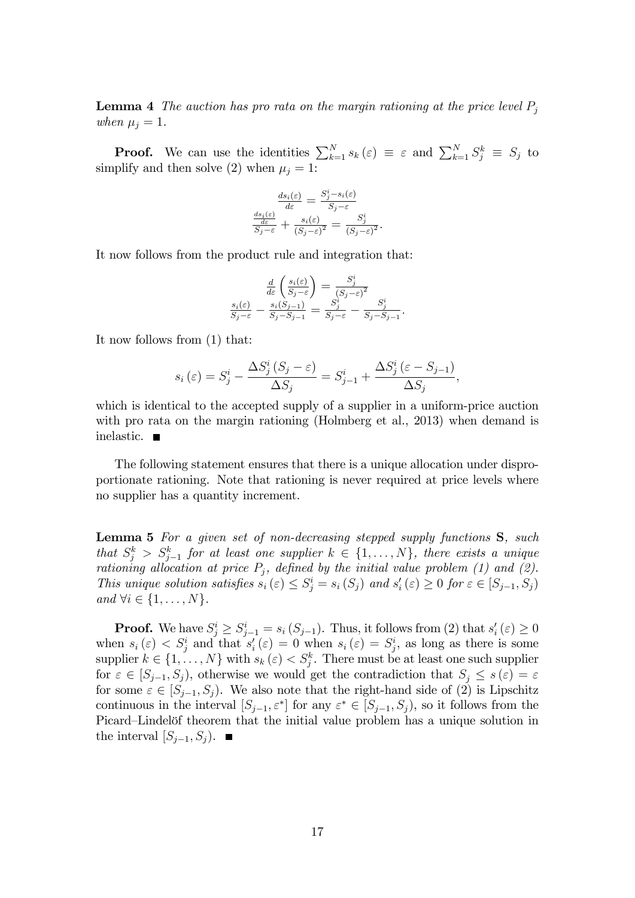**Lemma 4** *The auction has pro rata on the margin rationing at the price level $P_j$ when $\mu_j = 1$.*

**Proof.** We can use the identities $\sum_{k=1}^{N} s_k(\varepsilon) \equiv \varepsilon$ and $\sum_{k=1}^{N} S_j^k \equiv S_j$ to simplify and then solve (2) when $\mu_j = 1$:

$$\frac{ds_i(\varepsilon)}{d\varepsilon} = \frac{S_j^i - s_i(\varepsilon)}{S_j - \varepsilon}$$

$$\frac{\frac{ds_i(\varepsilon)}{d\varepsilon}}{S_j - \varepsilon} + \frac{s_i(\varepsilon)}{(S_j - \varepsilon)^2} = \frac{S_j^i}{(S_j - \varepsilon)^2}.$$

It now follows from the product rule and integration that:

$$\frac{d}{d\varepsilon}\left(\frac{s_i(\varepsilon)}{S_j - \varepsilon}\right) = \frac{S_j^i}{(S_j - \varepsilon)^2}$$

$$\frac{s_i(\varepsilon)}{S_j - \varepsilon} - \frac{s_i(S_{j-1})}{S_j - S_{j-1}} = \frac{S_j^i}{S_j - \varepsilon} - \frac{S_j^i}{S_j - S_{j-1}}.$$

It now follows from (1) that:

$$s_i(\varepsilon) = S_j^i - \frac{\Delta S_j^i (S_j - \varepsilon)}{\Delta S_j} = S_{j-1}^i + \frac{\Delta S_j^i (\varepsilon - S_{j-1})}{\Delta S_j},$$

which is identical to the accepted supply of a supplier in a uniform-price auction with pro rata on the margin rationing (Holmberg et al., 2013) when demand is inelastic. ∎

The following statement ensures that there is a unique allocation under disproportionate rationing. Note that rationing is never required at price levels where no supplier has a quantity increment.

**Lemma 5** *For a given set of non-decreasing stepped supply functions **S**, such that $S_j^k > S_{j-1}^k$ for at least one supplier $k \in \{1, \ldots, N\}$, there exists a unique rationing allocation at price $P_j$, defined by the initial value problem (1) and (2). This unique solution satisfies $s_i(\varepsilon) \leq S_j^i = s_i(S_j)$ and $s_i'(\varepsilon) \geq 0$ for $\varepsilon \in [S_{j-1}, S_j)$ and $\forall i \in \{1, \ldots, N\}$.*

**Proof.** We have $S_j^i \geq S_{j-1}^i = s_i(S_{j-1})$. Thus, it follows from (2) that $s_i'(\varepsilon) \geq 0$ when $s_i(\varepsilon) < S_j^i$ and that $s_i'(\varepsilon) = 0$ when $s_i(\varepsilon) = S_j^i$, as long as there is some supplier $k \in \{1, \ldots, N\}$ with $s_k(\varepsilon) < S_j^k$. There must be at least one such supplier for $\varepsilon \in [S_{j-1}, S_j)$, otherwise we would get the contradiction that $S_j \leq s(\varepsilon) = \varepsilon$ for some $\varepsilon \in [S_{j-1}, S_j)$. We also note that the right-hand side of (2) is Lipschitz continuous in the interval $[S_{j-1}, \varepsilon^*]$ for any $\varepsilon^* \in [S_{j-1}, S_j)$, so it follows from the Picard–Lindelöf theorem that the initial value problem has a unique solution in the interval $[S_{j-1}, S_j)$. ∎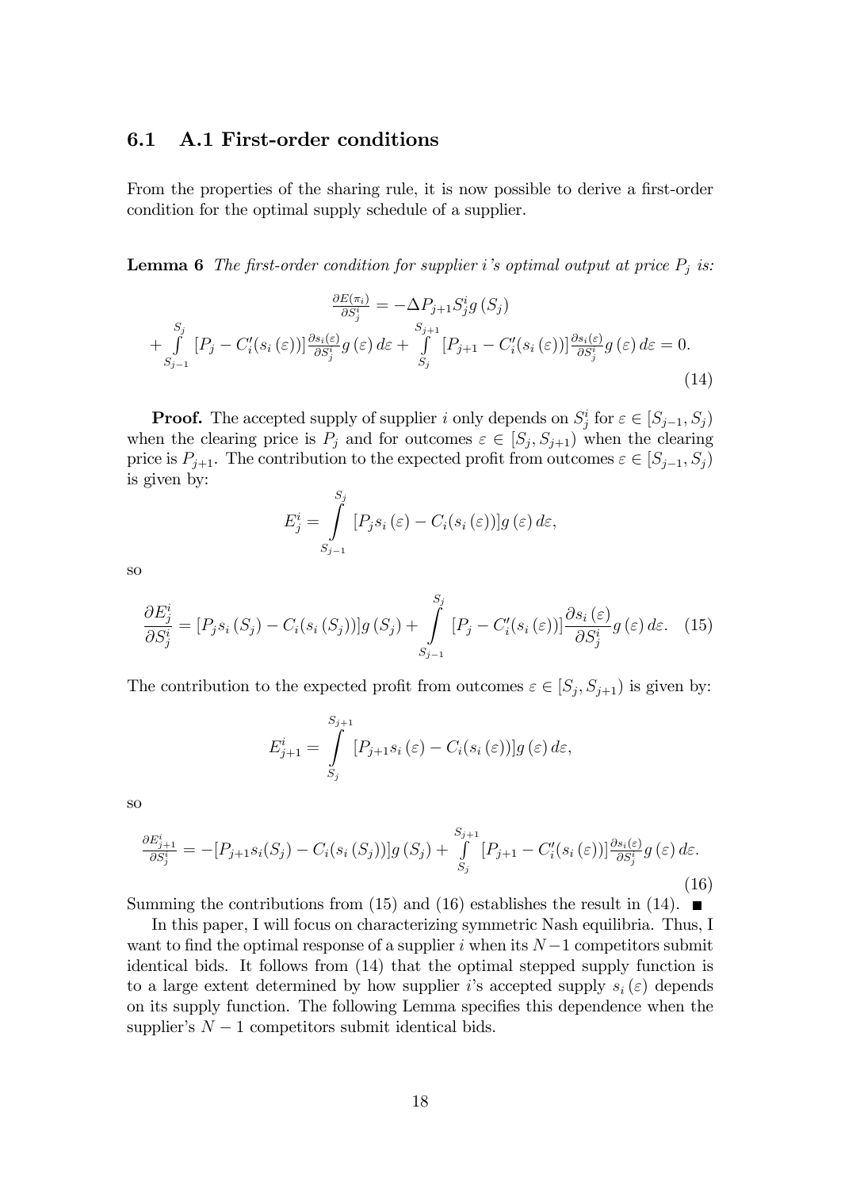## 6.1 A.1 First-order conditions

From the properties of the sharing rule, it is now possible to derive a first-order condition for the optimal supply schedule of a supplier.

**Lemma 6** *The first-order condition for supplier i's optimal output at price $P_j$ is:*

$$\frac{\partial E(\pi_i)}{\partial S_j^i} = -\Delta P_{j+1} S_j^i g\left(S_j\right)$$
$$+ \int\limits_{S_{j-1}}^{S_j} \left[P_j - C_i'(s_i\left(\varepsilon\right))\right] \frac{\partial s_i(\varepsilon)}{\partial S_j^i} g\left(\varepsilon\right) d\varepsilon + \int\limits_{S_j}^{S_{j+1}} \left[P_{j+1} - C_i'(s_i\left(\varepsilon\right))\right] \frac{\partial s_i(\varepsilon)}{\partial S_j^i} g\left(\varepsilon\right) d\varepsilon = 0. \tag{14}$$

**Proof.** The accepted supply of supplier $i$ only depends on $S_j^i$ for $\varepsilon \in [S_{j-1}, S_j)$ when the clearing price is $P_j$ and for outcomes $\varepsilon \in [S_j, S_{j+1})$ when the clearing price is $P_{j+1}$. The contribution to the expected profit from outcomes $\varepsilon \in [S_{j-1}, S_j)$ is given by:

$$E_j^i = \int\limits_{S_{j-1}}^{S_j} \left[P_j s_i\left(\varepsilon\right) - C_i(s_i\left(\varepsilon\right))\right] g\left(\varepsilon\right) d\varepsilon,$$

so

$$\frac{\partial E_j^i}{\partial S_j^i} = \left[P_j s_i\left(S_j\right) - C_i(s_i\left(S_j\right))\right] g\left(S_j\right) + \int\limits_{S_{j-1}}^{S_j} \left[P_j - C_i'(s_i\left(\varepsilon\right))\right] \frac{\partial s_i\left(\varepsilon\right)}{\partial S_j^i} g\left(\varepsilon\right) d\varepsilon. \tag{15}$$

The contribution to the expected profit from outcomes $\varepsilon \in [S_j, S_{j+1})$ is given by:

$$E_{j+1}^i = \int\limits_{S_j}^{S_{j+1}} \left[P_{j+1} s_i\left(\varepsilon\right) - C_i(s_i\left(\varepsilon\right))\right] g\left(\varepsilon\right) d\varepsilon,$$

so

$$\frac{\partial E_{j+1}^i}{\partial S_j^i} = -\left[P_{j+1} s_i(S_j) - C_i(s_i\left(S_j\right))\right] g\left(S_j\right) + \int\limits_{S_j}^{S_{j+1}} \left[P_{j+1} - C_i'(s_i\left(\varepsilon\right))\right] \frac{\partial s_i(\varepsilon)}{\partial S_j^i} g\left(\varepsilon\right) d\varepsilon. \tag{16}$$

Summing the contributions from (15) and (16) establishes the result in (14). ■

In this paper, I will focus on characterizing symmetric Nash equilibria. Thus, I want to find the optimal response of a supplier $i$ when its $N-1$ competitors submit identical bids. It follows from (14) that the optimal stepped supply function is to a large extent determined by how supplier $i$'s accepted supply $s_i\left(\varepsilon\right)$ depends on its supply function. The following Lemma specifies this dependence when the supplier's $N-1$ competitors submit identical bids.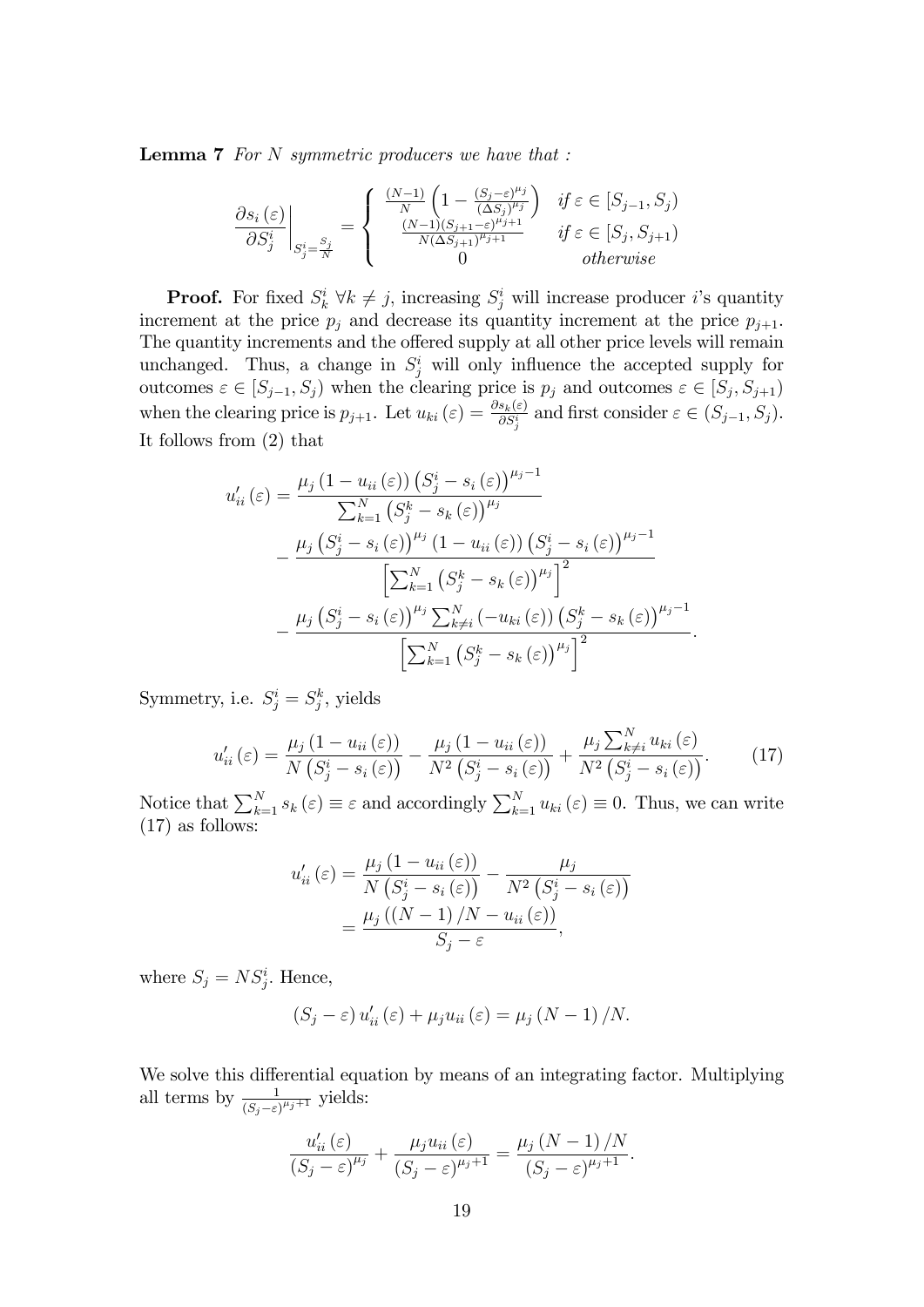**Lemma 7** *For $N$ symmetric producers we have that :*

$$\left.\frac{\partial s_i(\varepsilon)}{\partial S_j^i}\right|_{S_j^i=\frac{S_j}{N}} = \begin{cases} \frac{(N-1)}{N}\left(1-\frac{(S_j-\varepsilon)^{\mu_j}}{(\Delta S_j)^{\mu_j}}\right) & \text{if } \varepsilon \in [S_{j-1}, S_j) \\ \frac{(N-1)(S_{j+1}-\varepsilon)^{\mu_{j+1}}}{N(\Delta S_{j+1})^{\mu_{j+1}}} & \text{if } \varepsilon \in [S_j, S_{j+1}) \\ 0 & \text{otherwise} \end{cases}$$

**Proof.** For fixed $S_k^i$ $\forall k \neq j$, increasing $S_j^i$ will increase producer $i$'s quantity increment at the price $p_j$ and decrease its quantity increment at the price $p_{j+1}$. The quantity increments and the offered supply at all other price levels will remain unchanged. Thus, a change in $S_j^i$ will only influence the accepted supply for outcomes $\varepsilon \in [S_{j-1}, S_j)$ when the clearing price is $p_j$ and outcomes $\varepsilon \in [S_j, S_{j+1})$ when the clearing price is $p_{j+1}$. Let $u_{ki}(\varepsilon) = \frac{\partial s_k(\varepsilon)}{\partial S_j^i}$ and first consider $\varepsilon \in (S_{j-1}, S_j)$. It follows from (2) that

$$\begin{aligned} u_{ii}'(\varepsilon) &= \frac{\mu_j (1-u_{ii}(\varepsilon)) \left(S_j^i - s_i(\varepsilon)\right)^{\mu_j - 1}}{\sum_{k=1}^N \left(S_j^k - s_k(\varepsilon)\right)^{\mu_j}} \\ &\quad - \frac{\mu_j \left(S_j^i - s_i(\varepsilon)\right)^{\mu_j} (1-u_{ii}(\varepsilon)) \left(S_j^i - s_i(\varepsilon)\right)^{\mu_j - 1}}{\left[\sum_{k=1}^N \left(S_j^k - s_k(\varepsilon)\right)^{\mu_j}\right]^2} \\ &\quad - \frac{\mu_j \left(S_j^i - s_i(\varepsilon)\right)^{\mu_j} \sum_{k\neq i}^N (-u_{ki}(\varepsilon)) \left(S_j^k - s_k(\varepsilon)\right)^{\mu_j - 1}}{\left[\sum_{k=1}^N \left(S_j^k - s_k(\varepsilon)\right)^{\mu_j}\right]^2}. \end{aligned}$$

Symmetry, i.e. $S_j^i = S_j^k$, yields

$$u_{ii}'(\varepsilon) = \frac{\mu_j (1-u_{ii}(\varepsilon))}{N\left(S_j^i - s_i(\varepsilon)\right)} - \frac{\mu_j (1-u_{ii}(\varepsilon))}{N^2\left(S_j^i - s_i(\varepsilon)\right)} + \frac{\mu_j \sum_{k\neq i}^N u_{ki}(\varepsilon)}{N^2\left(S_j^i - s_i(\varepsilon)\right)}. \tag{17}$$

Notice that $\sum_{k=1}^N s_k(\varepsilon) \equiv \varepsilon$ and accordingly $\sum_{k=1}^N u_{ki}(\varepsilon) \equiv 0$. Thus, we can write (17) as follows:

$$\begin{aligned} u_{ii}'(\varepsilon) &= \frac{\mu_j (1-u_{ii}(\varepsilon))}{N\left(S_j^i - s_i(\varepsilon)\right)} - \frac{\mu_j}{N^2\left(S_j^i - s_i(\varepsilon)\right)} \\ &= \frac{\mu_j ((N-1)/N - u_{ii}(\varepsilon))}{S_j - \varepsilon}, \end{aligned}$$

where $S_j = N S_j^i$. Hence,

$$(S_j - \varepsilon) u_{ii}'(\varepsilon) + \mu_j u_{ii}(\varepsilon) = \mu_j (N-1)/N.$$

We solve this differential equation by means of an integrating factor. Multiplying all terms by $\frac{1}{(S_j-\varepsilon)^{\mu_j+1}}$ yields:

$$\frac{u_{ii}'(\varepsilon)}{(S_j-\varepsilon)^{\mu_j}} + \frac{\mu_j u_{ii}(\varepsilon)}{(S_j-\varepsilon)^{\mu_j+1}} = \frac{\mu_j (N-1)/N}{(S_j-\varepsilon)^{\mu_j+1}}.$$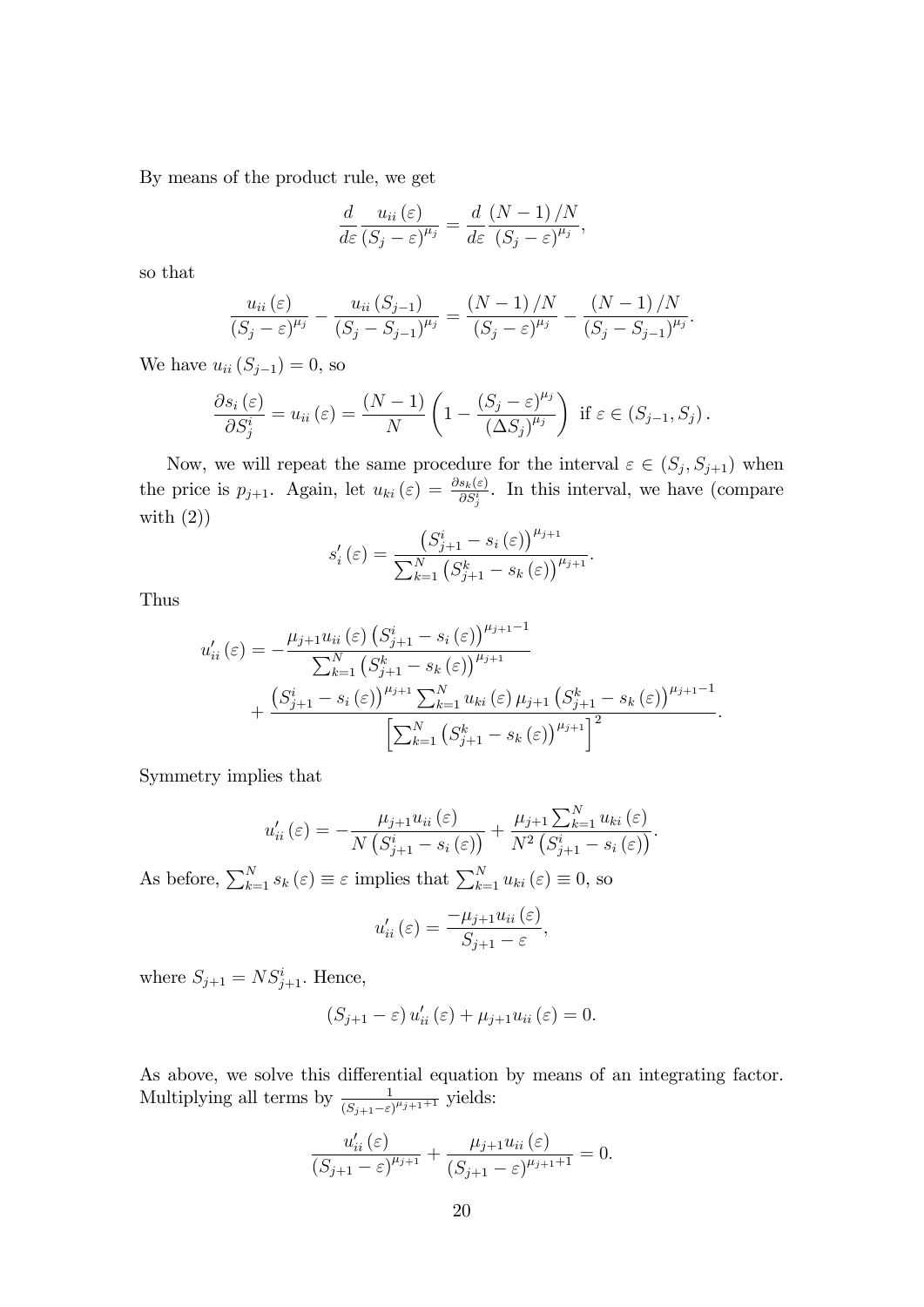By means of the product rule, we get

$$\frac{d}{d\varepsilon}\frac{u_{ii}(\varepsilon)}{(S_j-\varepsilon)^{\mu_j}} = \frac{d}{d\varepsilon}\frac{(N-1)/N}{(S_j-\varepsilon)^{\mu_j}},$$

so that

$$\frac{u_{ii}(\varepsilon)}{(S_j-\varepsilon)^{\mu_j}} - \frac{u_{ii}(S_{j-1})}{(S_j-S_{j-1})^{\mu_j}} = \frac{(N-1)/N}{(S_j-\varepsilon)^{\mu_j}} - \frac{(N-1)/N}{(S_j-S_{j-1})^{\mu_j}}.$$

We have $u_{ii}(S_{j-1}) = 0$, so

$$\frac{\partial s_i(\varepsilon)}{\partial S_j^i} = u_{ii}(\varepsilon) = \frac{(N-1)}{N}\left(1 - \frac{(S_j-\varepsilon)^{\mu_j}}{(\Delta S_j)^{\mu_j}}\right) \text{ if } \varepsilon \in (S_{j-1}, S_j).$$

Now, we will repeat the same procedure for the interval $\varepsilon \in (S_j, S_{j+1})$ when the price is $p_{j+1}$. Again, let $u_{ki}(\varepsilon) = \frac{\partial s_k(\varepsilon)}{\partial S_j^i}$. In this interval, we have (compare with (2))

$$s_i'(\varepsilon) = \frac{\left(S_{j+1}^i - s_i(\varepsilon)\right)^{\mu_{j+1}}}{\sum_{k=1}^N \left(S_{j+1}^k - s_k(\varepsilon)\right)^{\mu_{j+1}}}.$$

Thus

$$\begin{aligned}
u_{ii}'(\varepsilon) = &-\frac{\mu_{j+1} u_{ii}(\varepsilon)\left(S_{j+1}^i - s_i(\varepsilon)\right)^{\mu_{j+1}-1}}{\sum_{k=1}^N \left(S_{j+1}^k - s_k(\varepsilon)\right)^{\mu_{j+1}}} \\
&+ \frac{\left(S_{j+1}^i - s_i(\varepsilon)\right)^{\mu_{j+1}} \sum_{k=1}^N u_{ki}(\varepsilon)\,\mu_{j+1}\left(S_{j+1}^k - s_k(\varepsilon)\right)^{\mu_{j+1}-1}}{\left[\sum_{k=1}^N \left(S_{j+1}^k - s_k(\varepsilon)\right)^{\mu_{j+1}}\right]^2}.
\end{aligned}$$

Symmetry implies that

$$u_{ii}'(\varepsilon) = -\frac{\mu_{j+1} u_{ii}(\varepsilon)}{N\left(S_{j+1}^i - s_i(\varepsilon)\right)} + \frac{\mu_{j+1}\sum_{k=1}^N u_{ki}(\varepsilon)}{N^2\left(S_{j+1}^i - s_i(\varepsilon)\right)}.$$

As before, $\sum_{k=1}^N s_k(\varepsilon) \equiv \varepsilon$ implies that $\sum_{k=1}^N u_{ki}(\varepsilon) \equiv 0$, so

$$u_{ii}'(\varepsilon) = \frac{-\mu_{j+1} u_{ii}(\varepsilon)}{S_{j+1} - \varepsilon},$$

where $S_{j+1} = N S_{j+1}^i$. Hence,

$$(S_{j+1} - \varepsilon)\, u_{ii}'(\varepsilon) + \mu_{j+1} u_{ii}(\varepsilon) = 0.$$

As above, we solve this differential equation by means of an integrating factor. Multiplying all terms by $\frac{1}{(S_{j+1}-\varepsilon)^{\mu_{j+1}+1}}$ yields:

$$\frac{u_{ii}'(\varepsilon)}{(S_{j+1}-\varepsilon)^{\mu_{j+1}}} + \frac{\mu_{j+1} u_{ii}(\varepsilon)}{(S_{j+1}-\varepsilon)^{\mu_{j+1}+1}} = 0.$$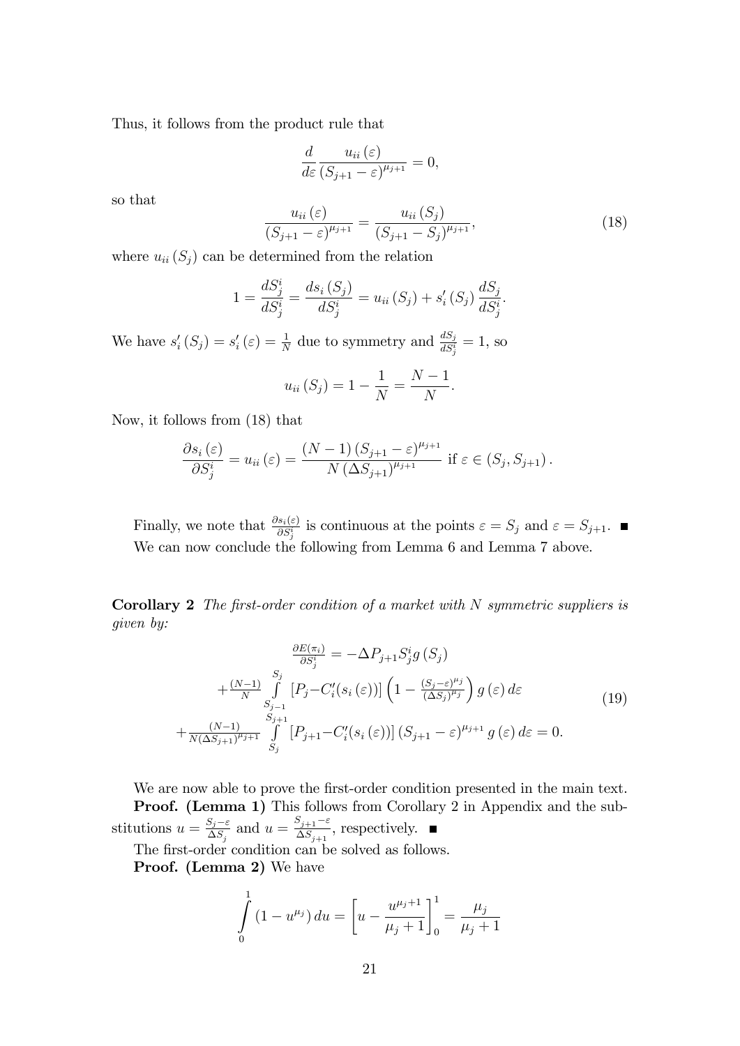Thus, it follows from the product rule that

$$\frac{d}{d\varepsilon}\frac{u_{ii}(\varepsilon)}{(S_{j+1}-\varepsilon)^{\mu_{j+1}}}=0,$$

so that

$$\frac{u_{ii}(\varepsilon)}{(S_{j+1}-\varepsilon)^{\mu_{j+1}}}=\frac{u_{ii}(S_j)}{(S_{j+1}-S_j)^{\mu_{j+1}}}, \tag{18}$$

where $u_{ii}(S_j)$ can be determined from the relation

$$1=\frac{dS_j^i}{dS_j^i}=\frac{ds_i(S_j)}{dS_j^i}=u_{ii}(S_j)+s_i'(S_j)\frac{dS_j}{dS_j^i}.$$

We have $s_i'(S_j)=s_i'(\varepsilon)=\frac{1}{N}$ due to symmetry and $\frac{dS_j}{dS_j^i}=1$, so

$$u_{ii}(S_j)=1-\frac{1}{N}=\frac{N-1}{N}.$$

Now, it follows from (18) that

$$\frac{\partial s_i(\varepsilon)}{\partial S_j^i}=u_{ii}(\varepsilon)=\frac{(N-1)(S_{j+1}-\varepsilon)^{\mu_{j+1}}}{N(\Delta S_{j+1})^{\mu_{j+1}}} \text{ if } \varepsilon\in(S_j,S_{j+1}).$$

Finally, we note that $\frac{\partial s_i(\varepsilon)}{\partial S_j^i}$ is continuous at the points $\varepsilon=S_j$ and $\varepsilon=S_{j+1}$. ■

We can now conclude the following from Lemma 6 and Lemma 7 above.

**Corollary 2** *The first-order condition of a market with N symmetric suppliers is given by:*

$$\begin{gathered}\frac{\partial E(\pi_i)}{\partial S_j^i}=-\Delta P_{j+1}S_j^i g(S_j)\\ +\frac{(N-1)}{N}\int_{S_{j-1}}^{S_j}\left[P_j-C_i'(s_i(\varepsilon))\right]\left(1-\frac{(S_j-\varepsilon)^{\mu_j}}{(\Delta S_j)^{\mu_j}}\right)g(\varepsilon)\,d\varepsilon\\ +\frac{(N-1)}{N(\Delta S_{j+1})^{\mu_{j+1}}}\int_{S_j}^{S_{j+1}}\left[P_{j+1}-C_i'(s_i(\varepsilon))\right](S_{j+1}-\varepsilon)^{\mu_{j+1}}g(\varepsilon)\,d\varepsilon=0.\end{gathered} \tag{19}$$

We are now able to prove the first-order condition presented in the main text.

**Proof. (Lemma 1)** This follows from Corollary 2 in Appendix and the substitutions $u=\frac{S_j-\varepsilon}{\Delta S_j}$ and $u=\frac{S_{j+1}-\varepsilon}{\Delta S_{j+1}}$, respectively. ■

The first-order condition can be solved as follows.

**Proof. (Lemma 2)** We have

$$\int_0^1(1-u^{\mu_j})\,du=\left[u-\frac{u^{\mu_j+1}}{\mu_j+1}\right]_0^1=\frac{\mu_j}{\mu_j+1}$$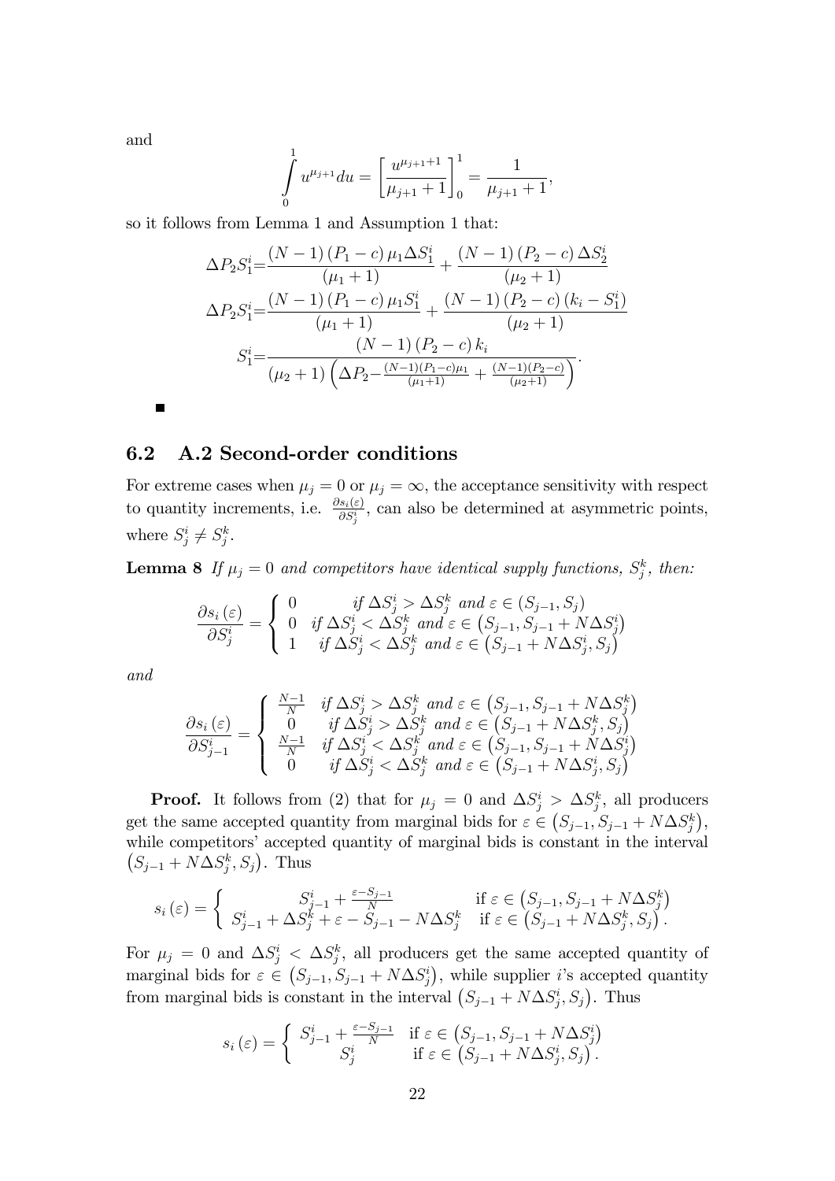and

$$\int_0^1 u^{\mu_{j+1}} du = \left[\frac{u^{\mu_{j+1}+1}}{\mu_{j+1}+1}\right]_0^1 = \frac{1}{\mu_{j+1}+1},$$

so it follows from Lemma 1 and Assumption 1 that:

$$\Delta P_2 S_1^i = \frac{(N-1)(P_1-c)\mu_1 \Delta S_1^i}{(\mu_1+1)} + \frac{(N-1)(P_2-c)\Delta S_2^i}{(\mu_2+1)}$$

$$\Delta P_2 S_1^i = \frac{(N-1)(P_1-c)\mu_1 S_1^i}{(\mu_1+1)} + \frac{(N-1)(P_2-c)(k_i - S_1^i)}{(\mu_2+1)}$$

$$S_1^i = \frac{(N-1)(P_2-c)k_i}{(\mu_2+1)\left(\Delta P_2 - \frac{(N-1)(P_1-c)\mu_1}{(\mu_1+1)} + \frac{(N-1)(P_2-c)}{(\mu_2+1)}\right)}.$$

■

## 6.2 A.2 Second-order conditions

For extreme cases when $\mu_j = 0$ or $\mu_j = \infty$, the acceptance sensitivity with respect to quantity increments, i.e. $\frac{\partial s_i(\varepsilon)}{\partial S_j^i}$, can also be determined at asymmetric points, where $S_j^i \neq S_j^k$.

**Lemma 8** *If $\mu_j = 0$ and competitors have identical supply functions, $S_j^k$, then:*

$$\frac{\partial s_i(\varepsilon)}{\partial S_j^i} = \begin{cases} 0 & \text{if } \Delta S_j^i > \Delta S_j^k \text{ and } \varepsilon \in (S_{j-1}, S_j) \\ 0 & \text{if } \Delta S_j^i < \Delta S_j^k \text{ and } \varepsilon \in \left(S_{j-1}, S_{j-1} + N\Delta S_j^i\right) \\ 1 & \text{if } \Delta S_j^i < \Delta S_j^k \text{ and } \varepsilon \in \left(S_{j-1} + N\Delta S_j^i, S_j\right) \end{cases}$$

*and*

$$\frac{\partial s_i(\varepsilon)}{\partial S_{j-1}^i} = \begin{cases} \frac{N-1}{N} & \text{if } \Delta S_j^i > \Delta S_j^k \text{ and } \varepsilon \in \left(S_{j-1}, S_{j-1} + N\Delta S_j^k\right) \\ 0 & \text{if } \Delta S_j^i > \Delta S_j^k \text{ and } \varepsilon \in \left(S_{j-1} + N\Delta S_j^k, S_j\right) \\ \frac{N-1}{N} & \text{if } \Delta S_j^i < \Delta S_j^k \text{ and } \varepsilon \in \left(S_{j-1}, S_{j-1} + N\Delta S_j^i\right) \\ 0 & \text{if } \Delta S_j^i < \Delta S_j^k \text{ and } \varepsilon \in \left(S_{j-1} + N\Delta S_j^i, S_j\right) \end{cases}$$

**Proof.** It follows from (2) that for $\mu_j = 0$ and $\Delta S_j^i > \Delta S_j^k$, all producers get the same accepted quantity from marginal bids for $\varepsilon \in \left(S_{j-1}, S_{j-1} + N\Delta S_j^k\right)$, while competitors' accepted quantity of marginal bids is constant in the interval $\left(S_{j-1} + N\Delta S_j^k, S_j\right)$. Thus

$$s_i(\varepsilon) = \begin{cases} S_{j-1}^i + \frac{\varepsilon - S_{j-1}}{N} & \text{if } \varepsilon \in \left(S_{j-1}, S_{j-1} + N\Delta S_j^k\right) \\ S_{j-1}^i + \Delta S_j^k + \varepsilon - S_{j-1} - N\Delta S_j^k & \text{if } \varepsilon \in \left(S_{j-1} + N\Delta S_j^k, S_j\right). \end{cases}$$

For $\mu_j = 0$ and $\Delta S_j^i < \Delta S_j^k$, all producers get the same accepted quantity of marginal bids for $\varepsilon \in \left(S_{j-1}, S_{j-1} + N\Delta S_j^i\right)$, while supplier $i$'s accepted quantity from marginal bids is constant in the interval $\left(S_{j-1} + N\Delta S_j^i, S_j\right)$. Thus

$$s_i(\varepsilon) = \begin{cases} S_{j-1}^i + \frac{\varepsilon - S_{j-1}}{N} & \text{if } \varepsilon \in \left(S_{j-1}, S_{j-1} + N\Delta S_j^i\right) \\ S_j^i & \text{if } \varepsilon \in \left(S_{j-1} + N\Delta S_j^i, S_j\right). \end{cases}$$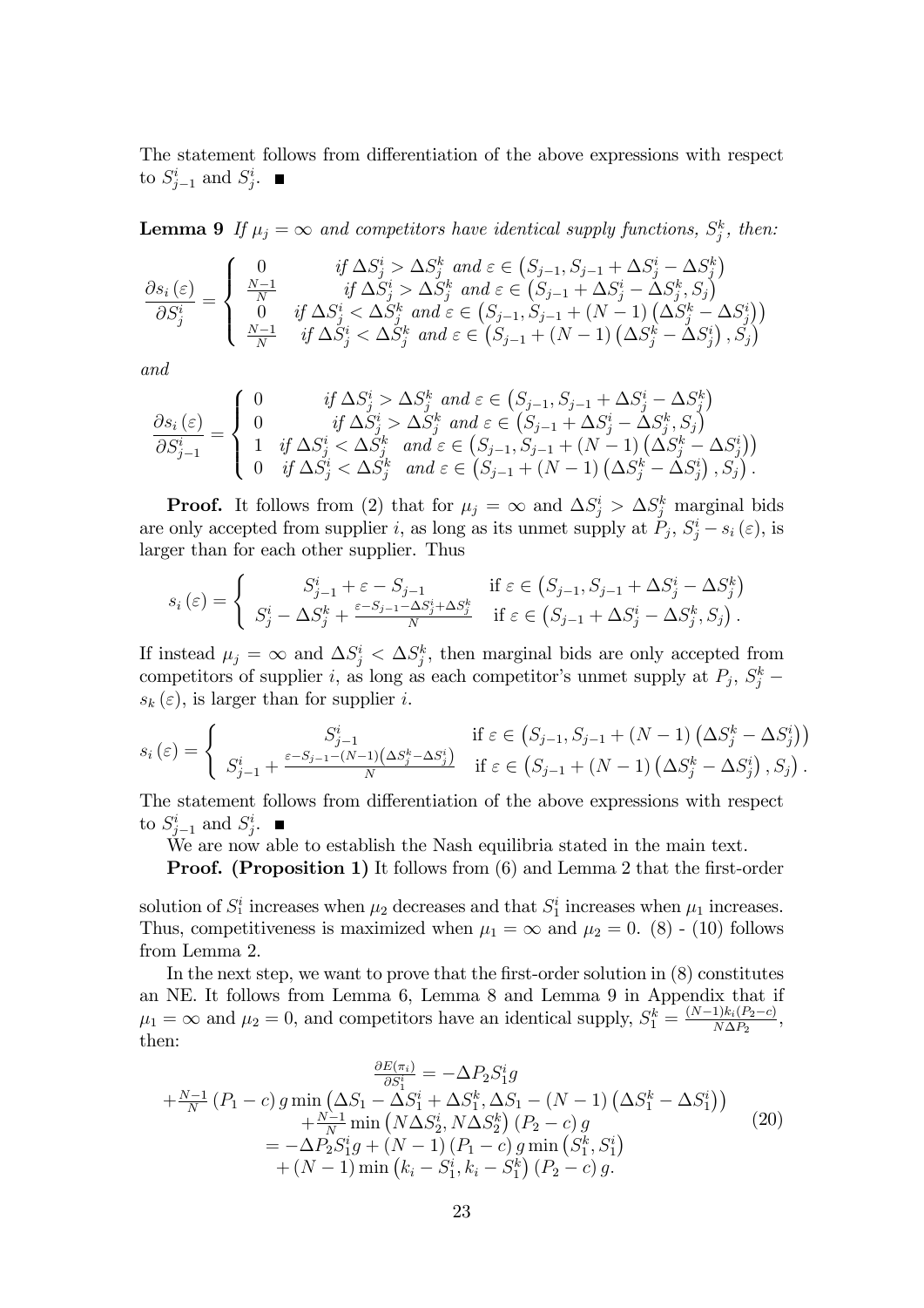The statement follows from differentiation of the above expressions with respect to $S_{j-1}^i$ and $S_j^i$. ■

**Lemma 9** *If $\mu_j = \infty$ and competitors have identical supply functions, $S_j^k$, then:*

$$
\frac{\partial s_i(\varepsilon)}{\partial S_j^i} = \begin{cases} 0 & \text{if } \Delta S_j^i > \Delta S_j^k \text{ and } \varepsilon \in \left(S_{j-1}, S_{j-1} + \Delta S_j^i - \Delta S_j^k\right) \\ \frac{N-1}{N} & \text{if } \Delta S_j^i > \Delta S_j^k \text{ and } \varepsilon \in \left(S_{j-1} + \Delta S_j^i - \Delta S_j^k, S_j\right) \\ 0 & \text{if } \Delta S_j^i < \Delta S_j^k \text{ and } \varepsilon \in \left(S_{j-1}, S_{j-1} + (N-1)\left(\Delta S_j^k - \Delta S_j^i\right)\right) \\ \frac{N-1}{N} & \text{if } \Delta S_j^i < \Delta S_j^k \text{ and } \varepsilon \in \left(S_{j-1} + (N-1)\left(\Delta S_j^k - \Delta S_j^i\right), S_j\right) \end{cases}
$$

*and*

$$
\frac{\partial s_i(\varepsilon)}{\partial S_{j-1}^i} = \begin{cases} 0 & \text{if } \Delta S_j^i > \Delta S_j^k \text{ and } \varepsilon \in \left(S_{j-1}, S_{j-1} + \Delta S_j^i - \Delta S_j^k\right) \\ 0 & \text{if } \Delta S_j^i > \Delta S_j^k \text{ and } \varepsilon \in \left(S_{j-1} + \Delta S_j^i - \Delta S_j^k, S_j\right) \\ 1 & \text{if } \Delta S_j^i < \Delta S_j^k \text{ and } \varepsilon \in \left(S_{j-1}, S_{j-1} + (N-1)\left(\Delta S_j^k - \Delta S_j^i\right)\right) \\ 0 & \text{if } \Delta S_j^i < \Delta S_j^k \text{ and } \varepsilon \in \left(S_{j-1} + (N-1)\left(\Delta S_j^k - \Delta S_j^i\right), S_j\right). \end{cases}
$$

**Proof.** It follows from (2) that for $\mu_j = \infty$ and $\Delta S_j^i > \Delta S_j^k$ marginal bids are only accepted from supplier $i$, as long as its unmet supply at $P_j$, $S_j^i - s_i(\varepsilon)$, is larger than for each other supplier. Thus

$$
s_i(\varepsilon) = \begin{cases} S_{j-1}^i + \varepsilon - S_{j-1} & \text{if } \varepsilon \in \left(S_{j-1}, S_{j-1} + \Delta S_j^i - \Delta S_j^k\right) \\ S_j^i - \Delta S_j^k + \frac{\varepsilon - S_{j-1} - \Delta S_j^i + \Delta S_j^k}{N} & \text{if } \varepsilon \in \left(S_{j-1} + \Delta S_j^i - \Delta S_j^k, S_j\right). \end{cases}
$$

If instead $\mu_j = \infty$ and $\Delta S_j^i < \Delta S_j^k$, then marginal bids are only accepted from competitors of supplier $i$, as long as each competitor's unmet supply at $P_j$, $S_j^k - s_k(\varepsilon)$, is larger than for supplier $i$.

$$
s_i(\varepsilon) = \begin{cases} S_{j-1}^i & \text{if } \varepsilon \in \left(S_{j-1}, S_{j-1} + (N-1)\left(\Delta S_j^k - \Delta S_j^i\right)\right) \\ S_{j-1}^i + \frac{\varepsilon - S_{j-1} - (N-1)\left(\Delta S_j^k - \Delta S_j^i\right)}{N} & \text{if } \varepsilon \in \left(S_{j-1} + (N-1)\left(\Delta S_j^k - \Delta S_j^i\right), S_j\right). \end{cases}
$$

The statement follows from differentiation of the above expressions with respect to $S_{j-1}^i$ and $S_j^i$. ■

We are now able to establish the Nash equilibria stated in the main text.

**Proof. (Proposition 1)** It follows from (6) and Lemma 2 that the first-order solution of $S_1^i$ increases when $\mu_2$ decreases and that $S_1^i$ increases when $\mu_1$ increases. Thus, competitiveness is maximized when $\mu_1 = \infty$ and $\mu_2 = 0$. (8) - (10) follows from Lemma 2.

In the next step, we want to prove that the first-order solution in (8) constitutes an NE. It follows from Lemma 6, Lemma 8 and Lemma 9 in Appendix that if $\mu_1 = \infty$ and $\mu_2 = 0$, and competitors have an identical supply, $S_1^k = \frac{(N-1)k_i(P_2-c)}{N\Delta P_2}$, then:

$$
\begin{aligned}
&\frac{\partial E(\pi_i)}{\partial S_1^i} = -\Delta P_2 S_1^i g \\
&+ \tfrac{N-1}{N}(P_1 - c)\, g \min\left(\Delta S_1 - \Delta S_1^i + \Delta S_1^k, \Delta S_1 - (N-1)\left(\Delta S_1^k - \Delta S_1^i\right)\right) \\
&+ \tfrac{N-1}{N}\min\left(N\Delta S_2^i, N\Delta S_2^k\right)(P_2 - c)\, g \\
&= -\Delta P_2 S_1^i g + (N-1)(P_1 - c)\, g \min\left(S_1^k, S_1^i\right) \\
&+ (N-1)\min\left(k_i - S_1^i, k_i - S_1^k\right)(P_2 - c)\, g.
\end{aligned} \tag{20}
$$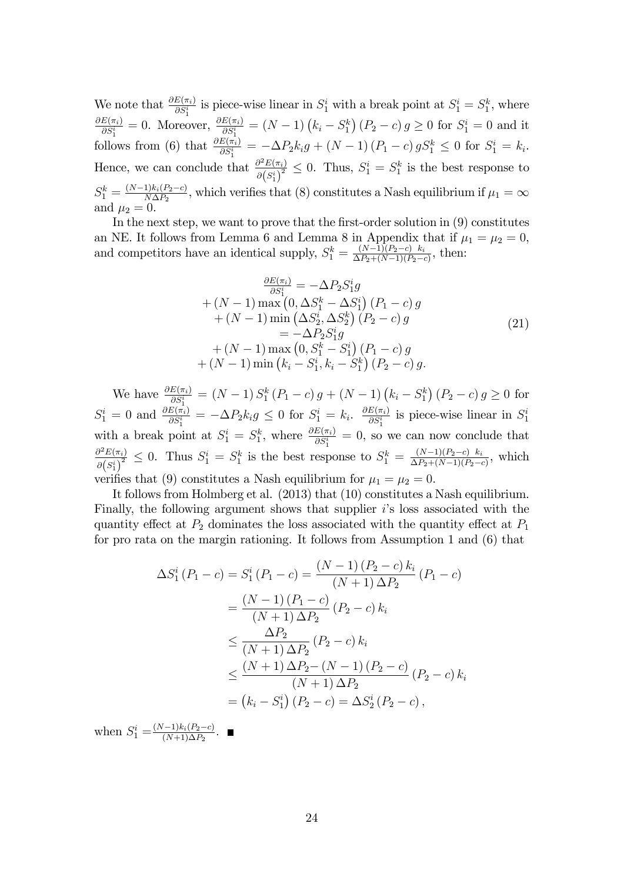We note that $\frac{\partial E(\pi_i)}{\partial S_1^i}$ is piece-wise linear in $S_1^i$ with a break point at $S_1^i = S_1^k$, where $\frac{\partial E(\pi_i)}{\partial S_1^i} = 0$. Moreover, $\frac{\partial E(\pi_i)}{\partial S_1^i} = (N-1)\left(k_i - S_1^k\right)(P_2 - c)\,g \geq 0$ for $S_1^i = 0$ and it follows from (6) that $\frac{\partial E(\pi_i)}{\partial S_1^i} = -\Delta P_2 k_i g + (N-1)(P_1 - c)\,g S_1^k \leq 0$ for $S_1^i = k_i$. Hence, we can conclude that $\frac{\partial^2 E(\pi_i)}{\partial \left(S_1^i\right)^2} \leq 0$. Thus, $S_1^i = S_1^k$ is the best response to $S_1^k = \frac{(N-1)k_i(P_2-c)}{N\Delta P_2}$, which verifies that (8) constitutes a Nash equilibrium if $\mu_1 = \infty$ and $\mu_2 = 0$.

In the next step, we want to prove that the first-order solution in (9) constitutes an NE. It follows from Lemma 6 and Lemma 8 in Appendix that if $\mu_1 = \mu_2 = 0$, and competitors have an identical supply, $S_1^k = \frac{(N-1)(P_2-c)\ k_i}{\Delta P_2 + (N-1)(P_2-c)}$, then:

$$
\begin{gathered}
\frac{\partial E(\pi_i)}{\partial S_1^i} = -\Delta P_2 S_1^i g \\
+ (N-1)\max\left(0, \Delta S_1^k - \Delta S_1^i\right)(P_1 - c)\,g \\
+ (N-1)\min\left(\Delta S_2^i, \Delta S_2^k\right)(P_2 - c)\,g \\
= -\Delta P_2 S_1^i g \\
+ (N-1)\max\left(0, S_1^k - S_1^i\right)(P_1 - c)\,g \\
+ (N-1)\min\left(k_i - S_1^i, k_i - S_1^k\right)(P_2 - c)\,g.
\end{gathered}
\tag{21}
$$

We have $\frac{\partial E(\pi_i)}{\partial S_1^i} = (N-1)\,S_1^k (P_1 - c)\,g + (N-1)\left(k_i - S_1^k\right)(P_2 - c)\,g \geq 0$ for $S_1^i = 0$ and $\frac{\partial E(\pi_i)}{\partial S_1^i} = -\Delta P_2 k_i g \leq 0$ for $S_1^i = k_i$. $\frac{\partial E(\pi_i)}{\partial S_1^i}$ is piece-wise linear in $S_1^i$ with a break point at $S_1^i = S_1^k$, where $\frac{\partial E(\pi_i)}{\partial S_1^i} = 0$, so we can now conclude that $\frac{\partial^2 E(\pi_i)}{\partial \left(S_1^i\right)^2} \leq 0$. Thus $S_1^i = S_1^k$ is the best response to $S_1^k = \frac{(N-1)(P_2-c)\ k_i}{\Delta P_2 + (N-1)(P_2-c)}$, which verifies that (9) constitutes a Nash equilibrium for $\mu_1 = \mu_2 = 0$.

It follows from Holmberg et al. (2013) that (10) constitutes a Nash equilibrium. Finally, the following argument shows that supplier $i$'s loss associated with the quantity effect at $P_2$ dominates the loss associated with the quantity effect at $P_1$ for pro rata on the margin rationing. It follows from Assumption 1 and (6) that

$$
\begin{aligned}
\Delta S_1^i (P_1 - c) = S_1^i (P_1 - c) &= \frac{(N-1)(P_2 - c)\,k_i}{(N+1)\,\Delta P_2}(P_1 - c) \\
&= \frac{(N-1)(P_1 - c)}{(N+1)\,\Delta P_2}(P_2 - c)\,k_i \\
&\leq \frac{\Delta P_2}{(N+1)\,\Delta P_2}(P_2 - c)\,k_i \\
&\leq \frac{(N+1)\,\Delta P_2 - (N-1)(P_2 - c)}{(N+1)\,\Delta P_2}(P_2 - c)\,k_i \\
&= \left(k_i - S_1^i\right)(P_2 - c) = \Delta S_2^i (P_2 - c),
\end{aligned}
$$

when $S_1^i = \frac{(N-1)k_i(P_2-c)}{(N+1)\Delta P_2}$. ■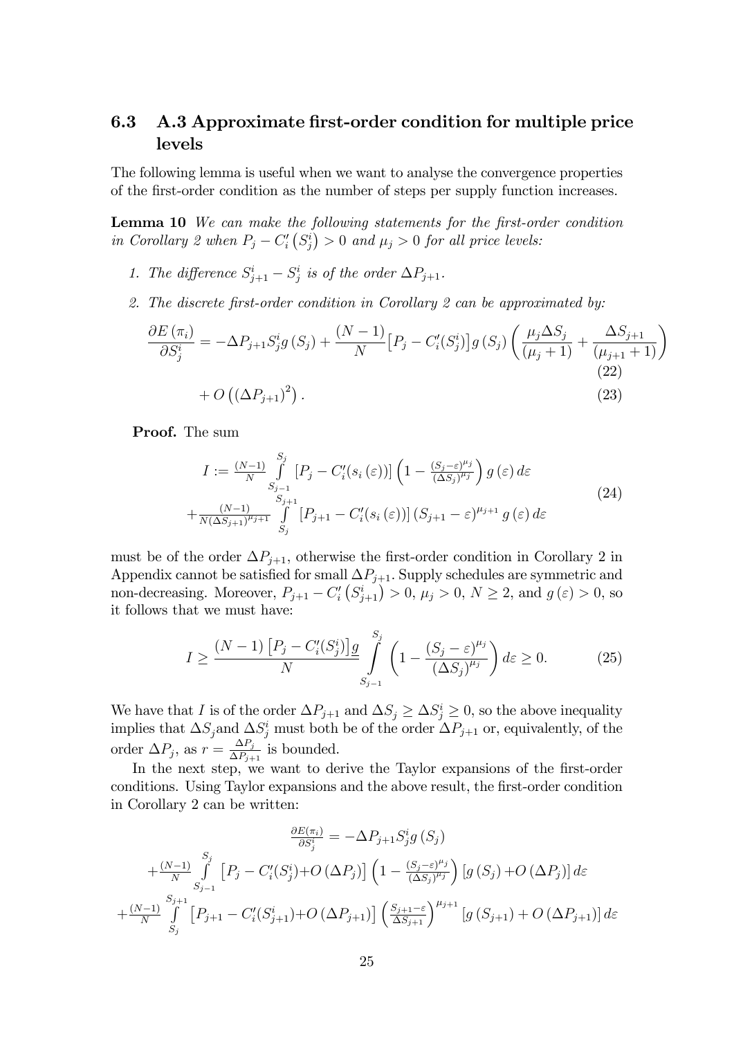## 6.3 A.3 Approximate first-order condition for multiple price levels

The following lemma is useful when we want to analyse the convergence properties of the first-order condition as the number of steps per supply function increases.

**Lemma 10** *We can make the following statements for the first-order condition in Corollary 2 when $P_j - C_i'\left(S_j^i\right) > 0$ and $\mu_j > 0$ for all price levels:*

1. *The difference $S_{j+1}^i - S_j^i$ is of the order $\Delta P_{j+1}$.*
2. *The discrete first-order condition in Corollary 2 can be approximated by:*

$$\frac{\partial E(\pi_i)}{\partial S_j^i} = -\Delta P_{j+1} S_j^i g(S_j) + \frac{(N-1)}{N}\left[P_j - C_i'(S_j^i)\right] g(S_j) \left(\frac{\mu_j \Delta S_j}{(\mu_j + 1)} + \frac{\Delta S_{j+1}}{(\mu_{j+1}+1)}\right) \tag{22}$$

$$+ O\left((\Delta P_{j+1})^2\right). \tag{23}$$

**Proof.** The sum

$$\begin{array}{c} I := \frac{(N-1)}{N} \int\limits_{S_{j-1}}^{S_j} \left[P_j - C_i'(s_i(\varepsilon))\right] \left(1 - \frac{(S_j - \varepsilon)^{\mu_j}}{(\Delta S_j)^{\mu_j}}\right) g(\varepsilon)\, d\varepsilon \\ + \frac{(N-1)}{N(\Delta S_{j+1})^{\mu_{j+1}}} \int\limits_{S_j}^{S_{j+1}} \left[P_{j+1} - C_i'(s_i(\varepsilon))\right] (S_{j+1} - \varepsilon)^{\mu_{j+1}}\, g(\varepsilon)\, d\varepsilon \end{array} \tag{24}$$

must be of the order $\Delta P_{j+1}$, otherwise the first-order condition in Corollary 2 in Appendix cannot be satisfied for small $\Delta P_{j+1}$. Supply schedules are symmetric and non-decreasing. Moreover, $P_{j+1} - C_i'\left(S_{j+1}^i\right) > 0$, $\mu_j > 0$, $N \geq 2$, and $g(\varepsilon) > 0$, so it follows that we must have:

$$I \geq \frac{(N-1)\left[P_j - C_i'(S_j^i)\right] \underline{g}}{N} \int\limits_{S_{j-1}}^{S_j} \left(1 - \frac{(S_j - \varepsilon)^{\mu_j}}{(\Delta S_j)^{\mu_j}}\right) d\varepsilon \geq 0. \tag{25}$$

We have that $I$ is of the order $\Delta P_{j+1}$ and $\Delta S_j \geq \Delta S_j^i \geq 0$, so the above inequality implies that $\Delta S_j$ and $\Delta S_j^i$ must both be of the order $\Delta P_{j+1}$ or, equivalently, of the order $\Delta P_j$, as $r = \frac{\Delta P_j}{\Delta P_{j+1}}$ is bounded.

In the next step, we want to derive the Taylor expansions of the first-order conditions. Using Taylor expansions and the above result, the first-order condition in Corollary 2 can be written:

$$\begin{array}{c} \frac{\partial E(\pi_i)}{\partial S_j^i} = -\Delta P_{j+1} S_j^i g(S_j) \\ + \frac{(N-1)}{N} \int\limits_{S_{j-1}}^{S_j} \left[P_j - C_i'(S_j^i) + O(\Delta P_j)\right] \left(1 - \frac{(S_j - \varepsilon)^{\mu_j}}{(\Delta S_j)^{\mu_j}}\right) \left[g(S_j) + O(\Delta P_j)\right] d\varepsilon \\ + \frac{(N-1)}{N} \int\limits_{S_j}^{S_{j+1}} \left[P_{j+1} - C_i'(S_{j+1}^i) + O(\Delta P_{j+1})\right] \left(\frac{S_{j+1} - \varepsilon}{\Delta S_{j+1}}\right)^{\mu_{j+1}} \left[g(S_{j+1}) + O(\Delta P_{j+1})\right] d\varepsilon \end{array}$$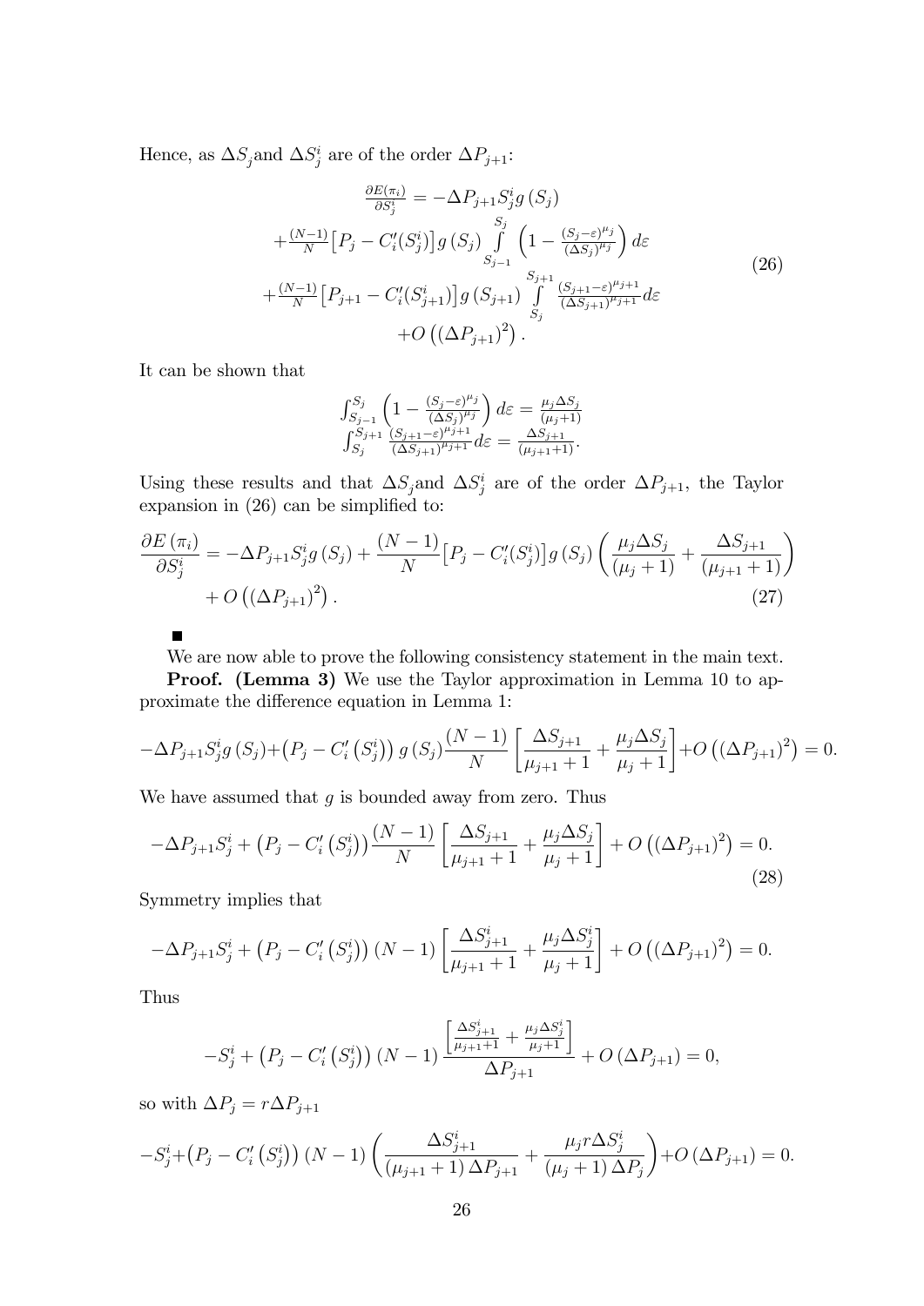Hence, as $\Delta S_j$ and $\Delta S_j^i$ are of the order $\Delta P_{j+1}$:

$$
\begin{array}{c}
\frac{\partial E(\pi_i)}{\partial S_j^i} = -\Delta P_{j+1} S_j^i g(S_j) \\
+\frac{(N-1)}{N}\left[P_j - C_i'(S_j^i)\right] g(S_j) \int\limits_{S_{j-1}}^{S_j} \left(1 - \frac{(S_j-\varepsilon)^{\mu_j}}{(\Delta S_j)^{\mu_j}}\right) d\varepsilon \\
+\frac{(N-1)}{N}\left[P_{j+1} - C_i'(S_{j+1}^i)\right] g(S_{j+1}) \int\limits_{S_j}^{S_{j+1}} \frac{(S_{j+1}-\varepsilon)^{\mu_{j+1}}}{(\Delta S_{j+1})^{\mu_{j+1}}} d\varepsilon \\
+O\left((\Delta P_{j+1})^2\right).
\end{array}
\tag{26}
$$

It can be shown that

$$
\begin{array}{l}
\int_{S_{j-1}}^{S_j} \left(1 - \frac{(S_j-\varepsilon)^{\mu_j}}{(\Delta S_j)^{\mu_j}}\right) d\varepsilon = \frac{\mu_j \Delta S_j}{(\mu_j+1)} \\
\int_{S_j}^{S_{j+1}} \frac{(S_{j+1}-\varepsilon)^{\mu_{j+1}}}{(\Delta S_{j+1})^{\mu_{j+1}}} d\varepsilon = \frac{\Delta S_{j+1}}{(\mu_{j+1}+1)}.
\end{array}
$$

Using these results and that $\Delta S_j$ and $\Delta S_j^i$ are of the order $\Delta P_{j+1}$, the Taylor expansion in (26) can be simplified to:

$$
\begin{aligned}
\frac{\partial E(\pi_i)}{\partial S_j^i} = & -\Delta P_{j+1} S_j^i g(S_j) + \frac{(N-1)}{N}\left[P_j - C_i'(S_j^i)\right] g(S_j) \left(\frac{\mu_j \Delta S_j}{(\mu_j+1)} + \frac{\Delta S_{j+1}}{(\mu_{j+1}+1)}\right) \\
& + O\left((\Delta P_{j+1})^2\right).
\end{aligned}
\tag{27}
$$

■

We are now able to prove the following consistency statement in the main text.

**Proof. (Lemma 3)** We use the Taylor approximation in Lemma 10 to approximate the difference equation in Lemma 1:

$$
-\Delta P_{j+1} S_j^i g(S_j) + \left(P_j - C_i'(S_j^i)\right) g(S_j) \frac{(N-1)}{N}\left[\frac{\Delta S_{j+1}}{\mu_{j+1}+1} + \frac{\mu_j \Delta S_j}{\mu_j+1}\right] + O\left((\Delta P_{j+1})^2\right) = 0.
$$

We have assumed that $g$ is bounded away from zero. Thus

$$
-\Delta P_{j+1} S_j^i + \left(P_j - C_i'(S_j^i)\right) \frac{(N-1)}{N}\left[\frac{\Delta S_{j+1}}{\mu_{j+1}+1} + \frac{\mu_j \Delta S_j}{\mu_j+1}\right] + O\left((\Delta P_{j+1})^2\right) = 0.
\tag{28}
$$

Symmetry implies that

$$
-\Delta P_{j+1} S_j^i + \left(P_j - C_i'(S_j^i)\right)(N-1)\left[\frac{\Delta S_{j+1}^i}{\mu_{j+1}+1} + \frac{\mu_j \Delta S_j^i}{\mu_j+1}\right] + O\left((\Delta P_{j+1})^2\right) = 0.
$$

Thus

$$
-S_j^i + \left(P_j - C_i'(S_j^i)\right)(N-1)\frac{\left[\frac{\Delta S_{j+1}^i}{\mu_{j+1}+1} + \frac{\mu_j \Delta S_j^i}{\mu_j+1}\right]}{\Delta P_{j+1}} + O(\Delta P_{j+1}) = 0,
$$

so with $\Delta P_j = r\Delta P_{j+1}$

$$
-S_j^i + \left(P_j - C_i'(S_j^i)\right)(N-1)\left(\frac{\Delta S_{j+1}^i}{(\mu_{j+1}+1)\Delta P_{j+1}} + \frac{\mu_j r \Delta S_j^i}{(\mu_j+1)\Delta P_j}\right) + O(\Delta P_{j+1}) = 0.
$$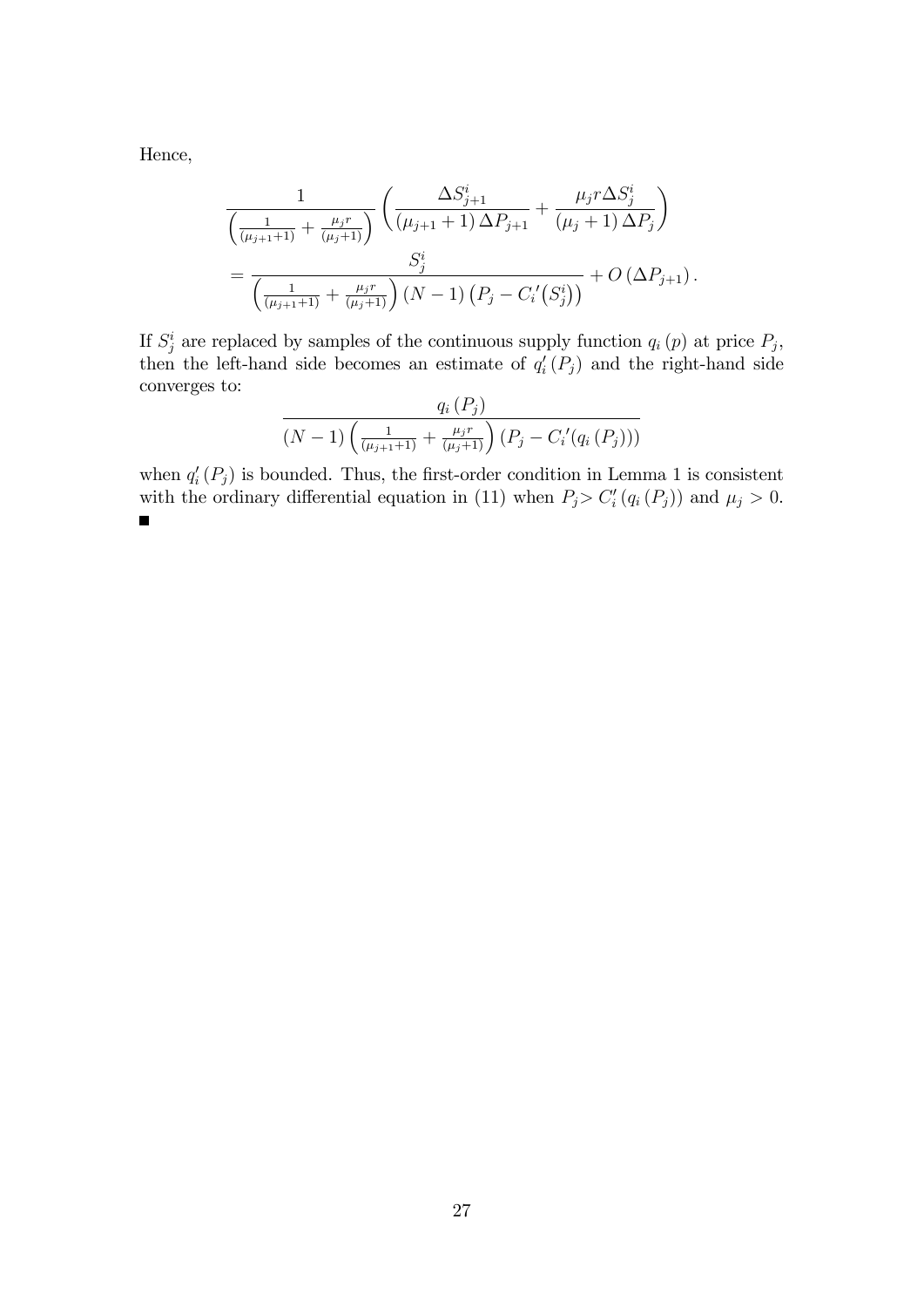Hence,

$$
\begin{aligned}
&\frac{1}{\left(\frac{1}{(\mu_{j+1}+1)}+\frac{\mu_j r}{(\mu_j+1)}\right)}\left(\frac{\Delta S_{j+1}^i}{(\mu_{j+1}+1)\,\Delta P_{j+1}}+\frac{\mu_j r \Delta S_j^i}{(\mu_j+1)\,\Delta P_j}\right) \\
&= \frac{S_j^i}{\left(\frac{1}{(\mu_{j+1}+1)}+\frac{\mu_j r}{(\mu_j+1)}\right)(N-1)\left(P_j - C_i'\left(S_j^i\right)\right)} + O\left(\Delta P_{j+1}\right).
\end{aligned}
$$

If $S_j^i$ are replaced by samples of the continuous supply function $q_i(p)$ at price $P_j$, then the left-hand side becomes an estimate of $q_i'(P_j)$ and the right-hand side converges to:

$$
\frac{q_i(P_j)}{(N-1)\left(\frac{1}{(\mu_{j+1}+1)}+\frac{\mu_j r}{(\mu_j+1)}\right)\left(P_j - C_i'(q_i(P_j))\right)}
$$

when $q_i'(P_j)$ is bounded. Thus, the first-order condition in Lemma 1 is consistent with the ordinary differential equation in (11) when $P_j > C_i'(q_i(P_j))$ and $\mu_j > 0$. ■